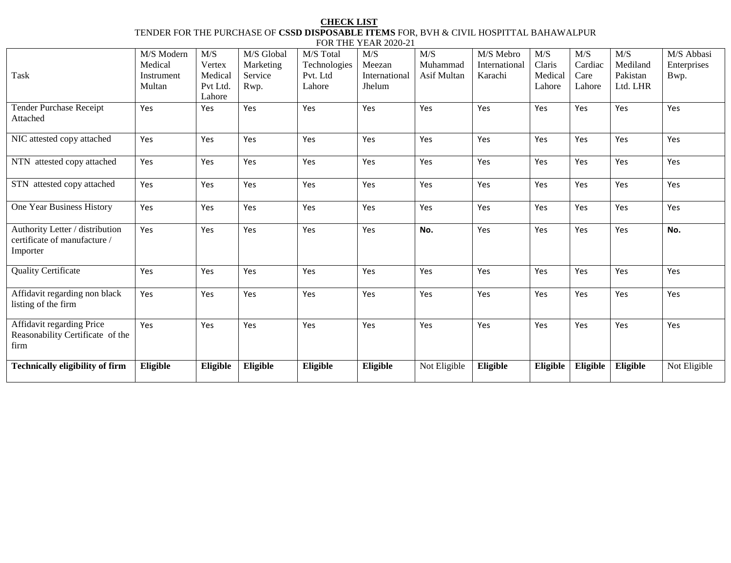**CHECK LIST**

TENDER FOR THE PURCHASE OF **CSSD DISPOSABLE ITEMS** FOR, BVH & CIVIL HOSPITTAL BAHAWALPUR

FOR THE YEAR 2020-21

| Task | M/S Modern Medical Instrument Multan | M/S Vertex Medical Pvt Ltd. Lahore | M/S Global Marketing Service Rwp. | M/S Total Technologies Pvt. Ltd Lahore | M/S Meezan International Jhelum | M/S Muhammad Asif Multan | M/S Mebro International Karachi | M/S Claris Medical Lahore | M/S Cardiac Care Lahore | M/S Mediland Pakistan Ltd. LHR | M/S Abbasi Enterprises Bwp. |
|---|---|---|---|---|---|---|---|---|---|---|---|
| Tender Purchase Receipt Attached | Yes | Yes | Yes | Yes | Yes | Yes | Yes | Yes | Yes | Yes | Yes |
| NIC attested copy attached | Yes | Yes | Yes | Yes | Yes | Yes | Yes | Yes | Yes | Yes | Yes |
| NTN attested copy attached | Yes | Yes | Yes | Yes | Yes | Yes | Yes | Yes | Yes | Yes | Yes |
| STN attested copy attached | Yes | Yes | Yes | Yes | Yes | Yes | Yes | Yes | Yes | Yes | Yes |
| One Year Business History | Yes | Yes | Yes | Yes | Yes | Yes | Yes | Yes | Yes | Yes | Yes |
| Authority Letter / distribution certificate of manufacture / Importer | Yes | Yes | Yes | Yes | Yes | **No.** | Yes | Yes | Yes | Yes | **No.** |
| Quality Certificate | Yes | Yes | Yes | Yes | Yes | Yes | Yes | Yes | Yes | Yes | Yes |
| Affidavit regarding non black listing of the firm | Yes | Yes | Yes | Yes | Yes | Yes | Yes | Yes | Yes | Yes | Yes |
| Affidavit regarding Price Reasonability Certificate of the firm | Yes | Yes | Yes | Yes | Yes | Yes | Yes | Yes | Yes | Yes | Yes |
| **Technically eligibility of firm** | **Eligible** | **Eligible** | **Eligible** | **Eligible** | **Eligible** | Not Eligible | **Eligible** | **Eligible** | **Eligible** | **Eligible** | Not Eligible |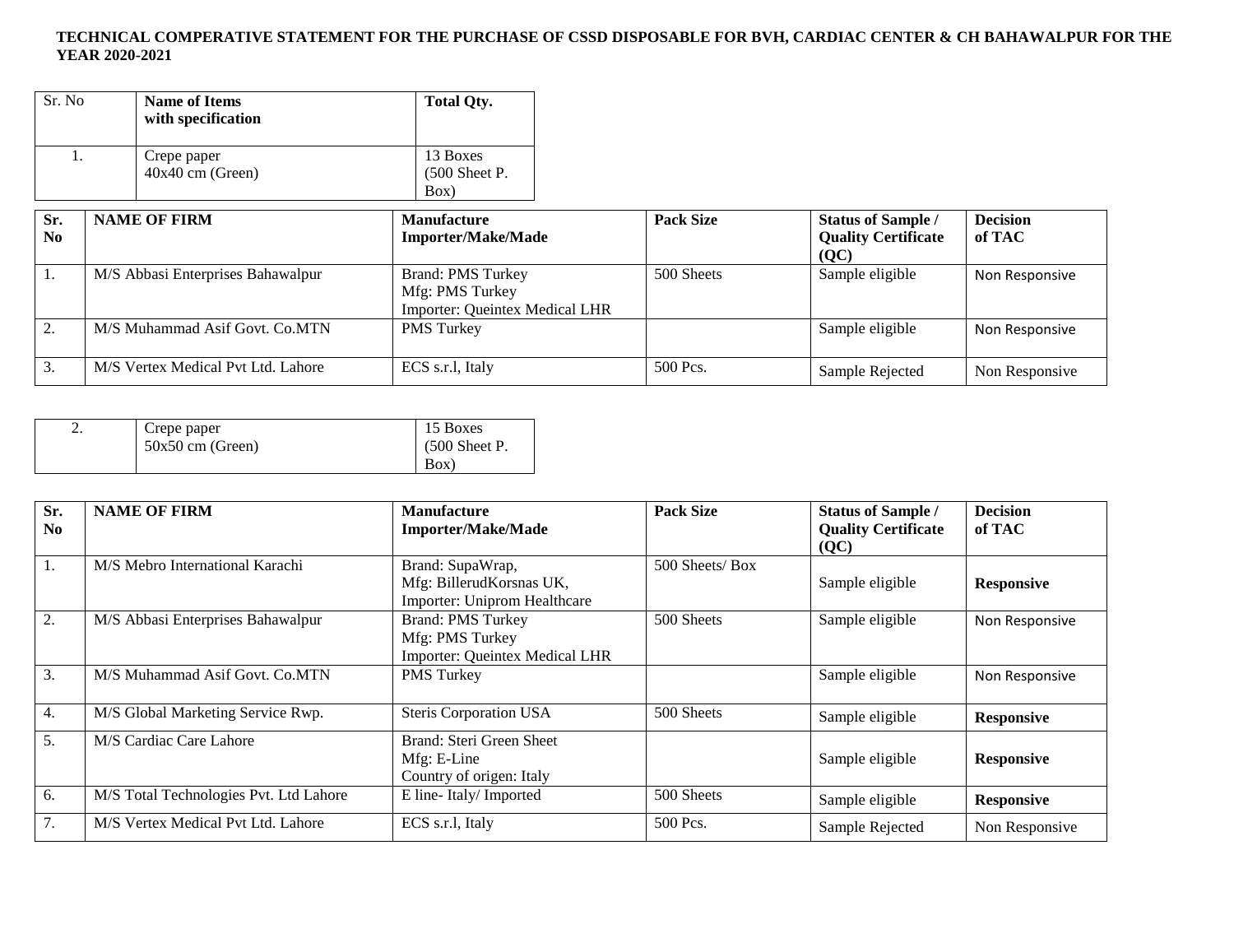**TECHNICAL COMPERATIVE STATEMENT FOR THE PURCHASE OF CSSD DISPOSABLE FOR BVH, CARDIAC CENTER & CH BAHAWALPUR FOR THE YEAR 2020-2021**

| Sr. No | Name of Items with specification | Total Qty. |
|---|---|---|
| 1. | Crepe paper 40x40 cm (Green) | 13 Boxes (500 Sheet P. Box) |

| Sr. No | NAME OF FIRM | Manufacture Importer/Make/Made | Pack Size | Status of Sample / Quality Certificate (QC) | Decision of TAC |
|---|---|---|---|---|---|
| 1. | M/S Abbasi Enterprises Bahawalpur | Brand: PMS Turkey<br>Mfg: PMS Turkey<br>Importer: Queintex Medical LHR | 500 Sheets | Sample eligible | Non Responsive |
| 2. | M/S Muhammad Asif Govt. Co.MTN | PMS Turkey | | Sample eligible | Non Responsive |
| 3. | M/S Vertex Medical Pvt Ltd. Lahore | ECS s.r.l, Italy | 500 Pcs. | Sample Rejected | Non Responsive |

| Sr. No | Name of Items with specification | Total Qty. |
|---|---|---|
| 2. | Crepe paper 50x50 cm (Green) | 15 Boxes (500 Sheet P. Box) |

| Sr. No | NAME OF FIRM | Manufacture Importer/Make/Made | Pack Size | Status of Sample / Quality Certificate (QC) | Decision of TAC |
|---|---|---|---|---|---|
| 1. | M/S Mebro International Karachi | Brand: SupaWrap,<br>Mfg: BillerudKorsnas UK,<br>Importer: Uniprom Healthcare | 500 Sheets/ Box | Sample eligible | **Responsive** |
| 2. | M/S Abbasi Enterprises Bahawalpur | Brand: PMS Turkey<br>Mfg: PMS Turkey<br>Importer: Queintex Medical LHR | 500 Sheets | Sample eligible | Non Responsive |
| 3. | M/S Muhammad Asif Govt. Co.MTN | PMS Turkey | | Sample eligible | Non Responsive |
| 4. | M/S Global Marketing Service Rwp. | Steris Corporation USA | 500 Sheets | Sample eligible | **Responsive** |
| 5. | M/S Cardiac Care Lahore | Brand: Steri Green Sheet<br>Mfg: E-Line<br>Country of origen: Italy | | Sample eligible | **Responsive** |
| 6. | M/S Total Technologies Pvt. Ltd Lahore | E line- Italy/ Imported | 500 Sheets | Sample eligible | **Responsive** |
| 7. | M/S Vertex Medical Pvt Ltd. Lahore | ECS s.r.l, Italy | 500 Pcs. | Sample Rejected | Non Responsive |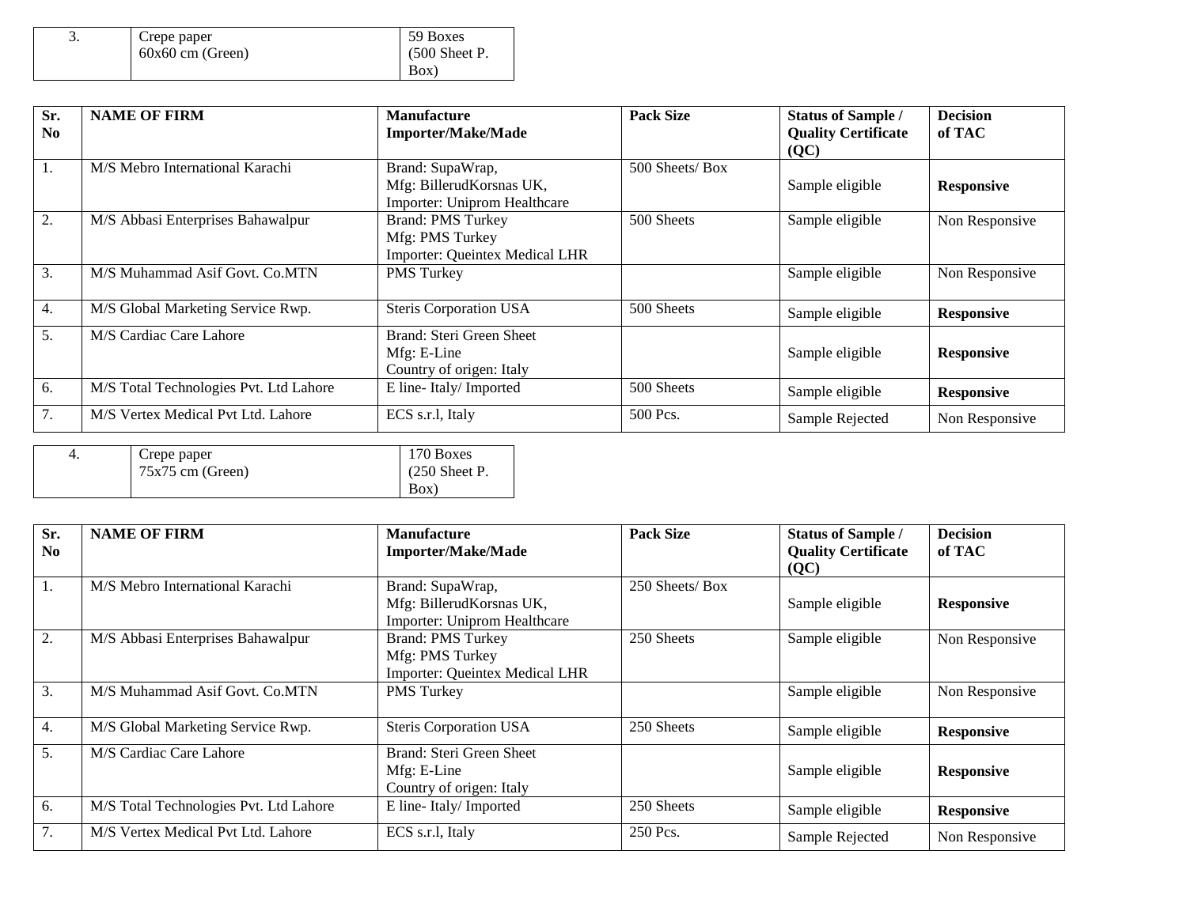| 3. | Crepe paper 60x60 cm (Green) | 59 Boxes (500 Sheet P. Box) |
|---|---|---|

| Sr. No | NAME OF FIRM | Manufacture Importer/Make/Made | Pack Size | Status of Sample / Quality Certificate (QC) | Decision of TAC |
|---|---|---|---|---|---|
| 1. | M/S Mebro International Karachi | Brand: SupaWrap, Mfg: BillerudKorsnas UK, Importer: Uniprom Healthcare | 500 Sheets/ Box | Sample eligible | **Responsive** |
| 2. | M/S Abbasi Enterprises Bahawalpur | Brand: PMS Turkey Mfg: PMS Turkey Importer: Queintex Medical LHR | 500 Sheets | Sample eligible | Non Responsive |
| 3. | M/S Muhammad Asif Govt. Co.MTN | PMS Turkey | | Sample eligible | Non Responsive |
| 4. | M/S Global Marketing Service Rwp. | Steris Corporation USA | 500 Sheets | Sample eligible | **Responsive** |
| 5. | M/S Cardiac Care Lahore | Brand: Steri Green Sheet Mfg: E-Line Country of origen: Italy | | Sample eligible | **Responsive** |
| 6. | M/S Total Technologies Pvt. Ltd Lahore | E line- Italy/ Imported | 500 Sheets | Sample eligible | **Responsive** |
| 7. | M/S Vertex Medical Pvt Ltd. Lahore | ECS s.r.l, Italy | 500 Pcs. | Sample Rejected | Non Responsive |

| 4. | Crepe paper 75x75 cm (Green) | 170 Boxes (250 Sheet P. Box) |
|---|---|---|

| Sr. No | NAME OF FIRM | Manufacture Importer/Make/Made | Pack Size | Status of Sample / Quality Certificate (QC) | Decision of TAC |
|---|---|---|---|---|---|
| 1. | M/S Mebro International Karachi | Brand: SupaWrap, Mfg: BillerudKorsnas UK, Importer: Uniprom Healthcare | 250 Sheets/ Box | Sample eligible | **Responsive** |
| 2. | M/S Abbasi Enterprises Bahawalpur | Brand: PMS Turkey Mfg: PMS Turkey Importer: Queintex Medical LHR | 250 Sheets | Sample eligible | Non Responsive |
| 3. | M/S Muhammad Asif Govt. Co.MTN | PMS Turkey | | Sample eligible | Non Responsive |
| 4. | M/S Global Marketing Service Rwp. | Steris Corporation USA | 250 Sheets | Sample eligible | **Responsive** |
| 5. | M/S Cardiac Care Lahore | Brand: Steri Green Sheet Mfg: E-Line Country of origen: Italy | | Sample eligible | **Responsive** |
| 6. | M/S Total Technologies Pvt. Ltd Lahore | E line- Italy/ Imported | 250 Sheets | Sample eligible | **Responsive** |
| 7. | M/S Vertex Medical Pvt Ltd. Lahore | ECS s.r.l, Italy | 250 Pcs. | Sample Rejected | Non Responsive |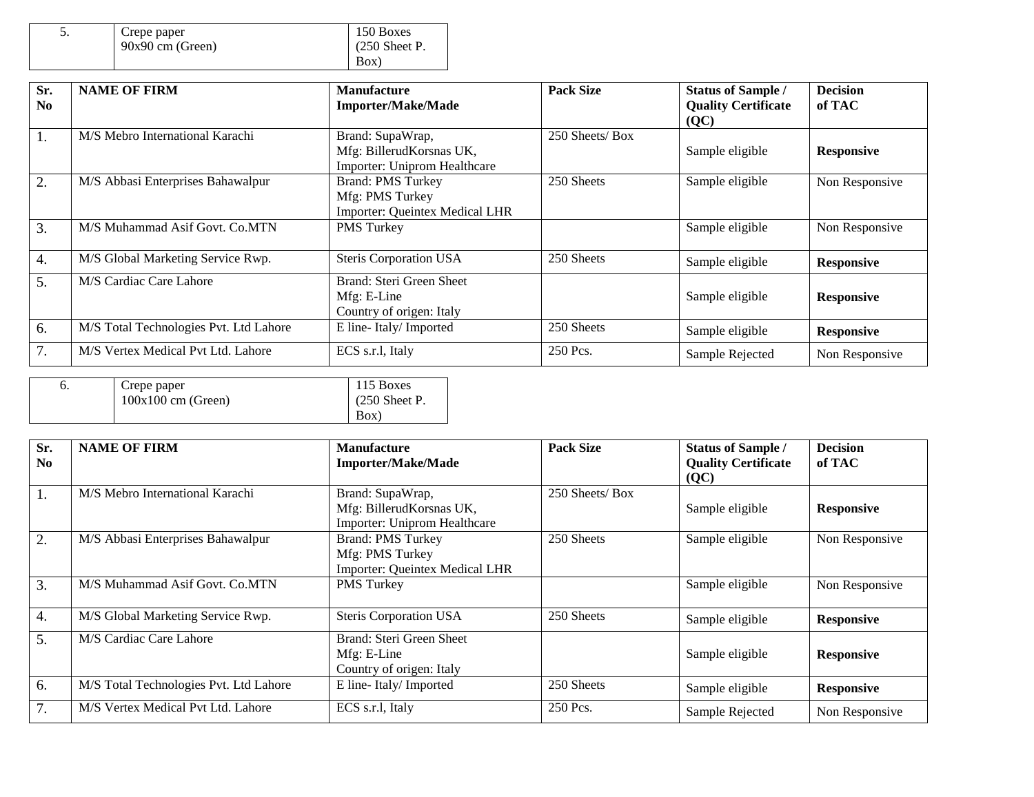| 5. | Crepe paper 90x90 cm (Green) | 150 Boxes (250 Sheet P. Box) |
|---|---|---|

| Sr. No | NAME OF FIRM | Manufacture Importer/Make/Made | Pack Size | Status of Sample / Quality Certificate (QC) | Decision of TAC |
|---|---|---|---|---|---|
| 1. | M/S Mebro International Karachi | Brand: SupaWrap, Mfg: BillerudKorsnas UK, Importer: Uniprom Healthcare | 250 Sheets/ Box | Sample eligible | **Responsive** |
| 2. | M/S Abbasi Enterprises Bahawalpur | Brand: PMS Turkey Mfg: PMS Turkey Importer: Queintex Medical LHR | 250 Sheets | Sample eligible | Non Responsive |
| 3. | M/S Muhammad Asif Govt. Co.MTN | PMS Turkey | | Sample eligible | Non Responsive |
| 4. | M/S Global Marketing Service Rwp. | Steris Corporation USA | 250 Sheets | Sample eligible | **Responsive** |
| 5. | M/S Cardiac Care Lahore | Brand: Steri Green Sheet Mfg: E-Line Country of origen: Italy | | Sample eligible | **Responsive** |
| 6. | M/S Total Technologies Pvt. Ltd Lahore | E line- Italy/ Imported | 250 Sheets | Sample eligible | **Responsive** |
| 7. | M/S Vertex Medical Pvt Ltd. Lahore | ECS s.r.l, Italy | 250 Pcs. | Sample Rejected | Non Responsive |

| 6. | Crepe paper 100x100 cm (Green) | 115 Boxes (250 Sheet P. Box) |
|---|---|---|

| Sr. No | NAME OF FIRM | Manufacture Importer/Make/Made | Pack Size | Status of Sample / Quality Certificate (QC) | Decision of TAC |
|---|---|---|---|---|---|
| 1. | M/S Mebro International Karachi | Brand: SupaWrap, Mfg: BillerudKorsnas UK, Importer: Uniprom Healthcare | 250 Sheets/ Box | Sample eligible | **Responsive** |
| 2. | M/S Abbasi Enterprises Bahawalpur | Brand: PMS Turkey Mfg: PMS Turkey Importer: Queintex Medical LHR | 250 Sheets | Sample eligible | Non Responsive |
| 3. | M/S Muhammad Asif Govt. Co.MTN | PMS Turkey | | Sample eligible | Non Responsive |
| 4. | M/S Global Marketing Service Rwp. | Steris Corporation USA | 250 Sheets | Sample eligible | **Responsive** |
| 5. | M/S Cardiac Care Lahore | Brand: Steri Green Sheet Mfg: E-Line Country of origen: Italy | | Sample eligible | **Responsive** |
| 6. | M/S Total Technologies Pvt. Ltd Lahore | E line- Italy/ Imported | 250 Sheets | Sample eligible | **Responsive** |
| 7. | M/S Vertex Medical Pvt Ltd. Lahore | ECS s.r.l, Italy | 250 Pcs. | Sample Rejected | Non Responsive |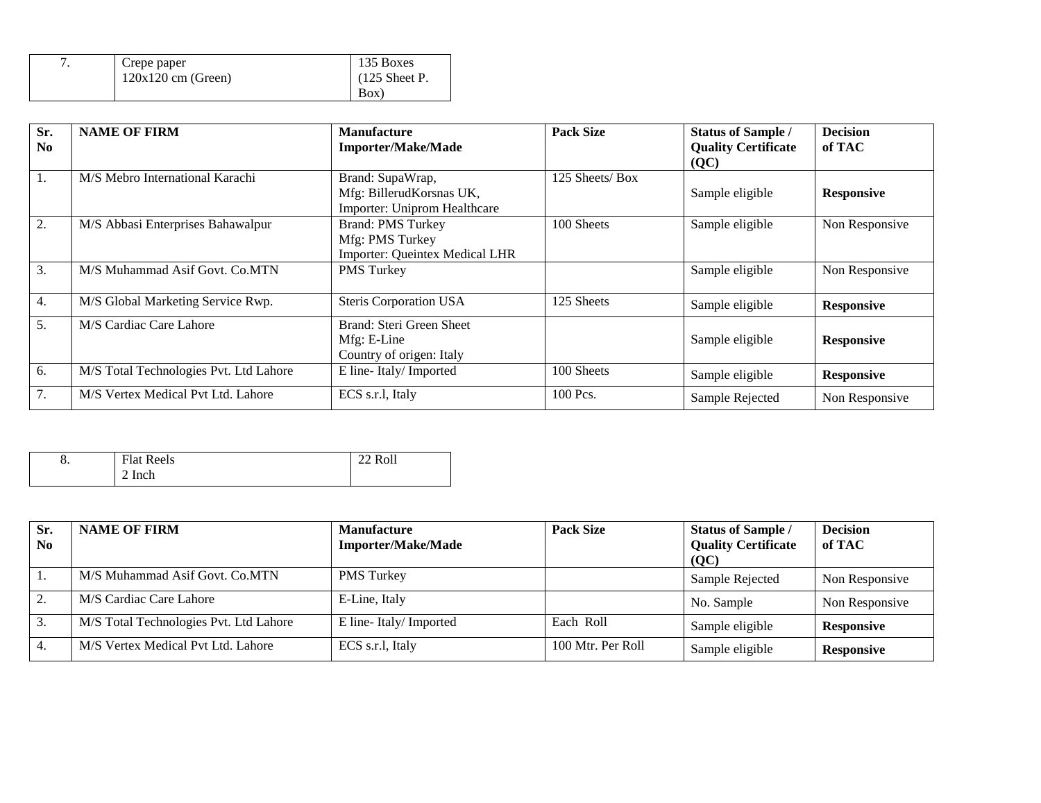| 7. | Crepe paper<br>120x120 cm (Green) | 135 Boxes<br>(125 Sheet P. Box) |
|---|---|---|

| Sr. No | NAME OF FIRM | Manufacture Importer/Make/Made | Pack Size | Status of Sample / Quality Certificate (QC) | Decision of TAC |
|---|---|---|---|---|---|
| 1. | M/S Mebro International Karachi | Brand: SupaWrap,<br>Mfg: BillerudKorsnas UK,<br>Importer: Uniprom Healthcare | 125 Sheets/ Box | Sample eligible | **Responsive** |
| 2. | M/S Abbasi Enterprises Bahawalpur | Brand: PMS Turkey<br>Mfg: PMS Turkey<br>Importer: Queintex Medical LHR | 100 Sheets | Sample eligible | Non Responsive |
| 3. | M/S Muhammad Asif Govt. Co.MTN | PMS Turkey | | Sample eligible | Non Responsive |
| 4. | M/S Global Marketing Service Rwp. | Steris Corporation USA | 125 Sheets | Sample eligible | **Responsive** |
| 5. | M/S Cardiac Care Lahore | Brand: Steri Green Sheet<br>Mfg: E-Line<br>Country of origen: Italy | | Sample eligible | **Responsive** |
| 6. | M/S Total Technologies Pvt. Ltd Lahore | E line- Italy/ Imported | 100 Sheets | Sample eligible | **Responsive** |
| 7. | M/S Vertex Medical Pvt Ltd. Lahore | ECS s.r.l, Italy | 100 Pcs. | Sample Rejected | Non Responsive |

| 8. | Flat Reels<br>2 Inch | 22 Roll |
|---|---|---|

| Sr. No | NAME OF FIRM | Manufacture Importer/Make/Made | Pack Size | Status of Sample / Quality Certificate (QC) | Decision of TAC |
|---|---|---|---|---|---|
| 1. | M/S Muhammad Asif Govt. Co.MTN | PMS Turkey | | Sample Rejected | Non Responsive |
| 2. | M/S Cardiac Care Lahore | E-Line, Italy | | No. Sample | Non Responsive |
| 3. | M/S Total Technologies Pvt. Ltd Lahore | E line- Italy/ Imported | Each Roll | Sample eligible | **Responsive** |
| 4. | M/S Vertex Medical Pvt Ltd. Lahore | ECS s.r.l, Italy | 100 Mtr. Per Roll | Sample eligible | **Responsive** |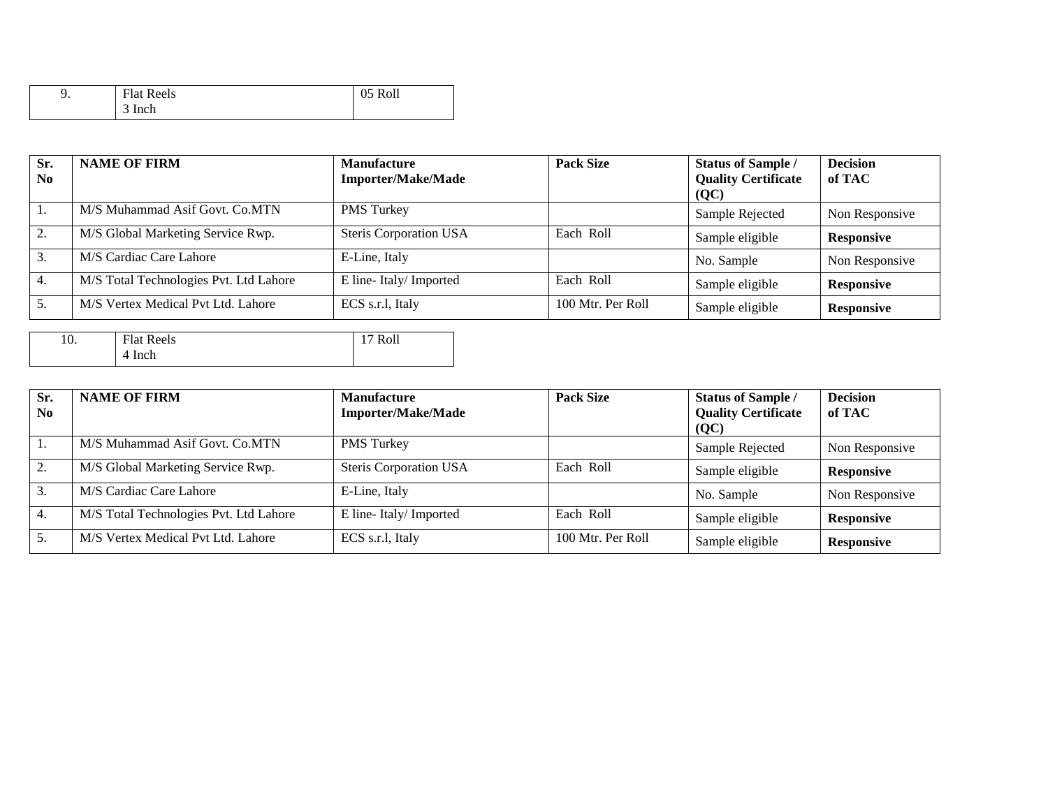| 9. | Flat Reels<br>3 Inch | 05 Roll |
|---|---|---|

| Sr. No | NAME OF FIRM | Manufacture Importer/Make/Made | Pack Size | Status of Sample / Quality Certificate (QC) | Decision of TAC |
|---|---|---|---|---|---|
| 1. | M/S Muhammad Asif Govt. Co.MTN | PMS Turkey | | Sample Rejected | Non Responsive |
| 2. | M/S Global Marketing Service Rwp. | Steris Corporation USA | Each Roll | Sample eligible | **Responsive** |
| 3. | M/S Cardiac Care Lahore | E-Line, Italy | | No. Sample | Non Responsive |
| 4. | M/S Total Technologies Pvt. Ltd Lahore | E line- Italy/ Imported | Each Roll | Sample eligible | **Responsive** |
| 5. | M/S Vertex Medical Pvt Ltd. Lahore | ECS s.r.l, Italy | 100 Mtr. Per Roll | Sample eligible | **Responsive** |

| 10. | Flat Reels<br>4 Inch | 17 Roll |
|---|---|---|

| Sr. No | NAME OF FIRM | Manufacture Importer/Make/Made | Pack Size | Status of Sample / Quality Certificate (QC) | Decision of TAC |
|---|---|---|---|---|---|
| 1. | M/S Muhammad Asif Govt. Co.MTN | PMS Turkey | | Sample Rejected | Non Responsive |
| 2. | M/S Global Marketing Service Rwp. | Steris Corporation USA | Each Roll | Sample eligible | **Responsive** |
| 3. | M/S Cardiac Care Lahore | E-Line, Italy | | No. Sample | Non Responsive |
| 4. | M/S Total Technologies Pvt. Ltd Lahore | E line- Italy/ Imported | Each Roll | Sample eligible | **Responsive** |
| 5. | M/S Vertex Medical Pvt Ltd. Lahore | ECS s.r.l, Italy | 100 Mtr. Per Roll | Sample eligible | **Responsive** |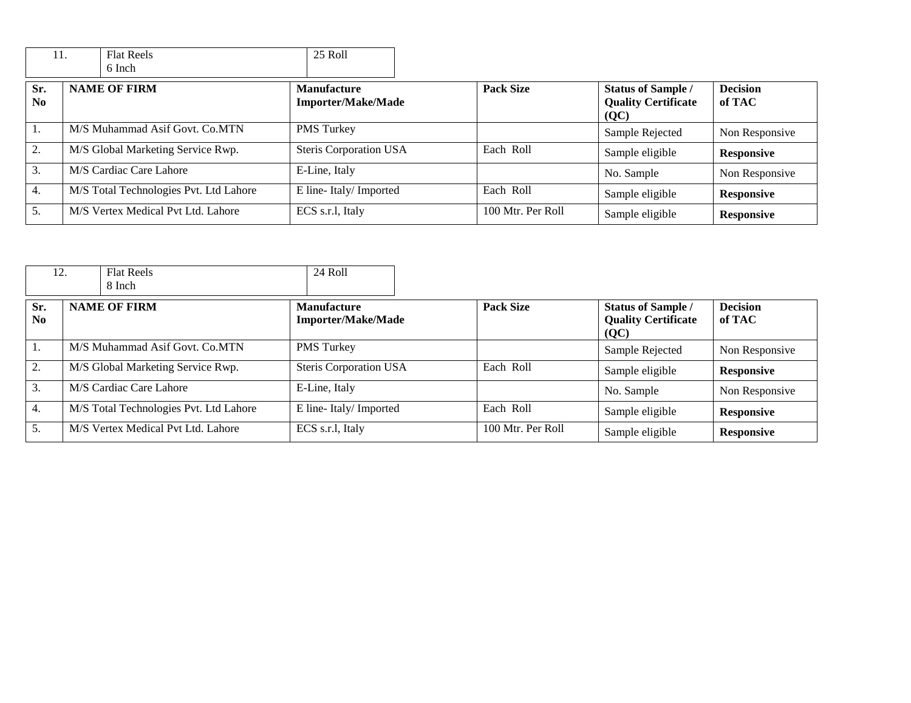| 11. | Flat Reels 6 Inch | 25 Roll |
|---|---|---|

| Sr. No | NAME OF FIRM | Manufacture Importer/Make/Made | Pack Size | Status of Sample / Quality Certificate (QC) | Decision of TAC |
|---|---|---|---|---|---|
| 1. | M/S Muhammad Asif Govt. Co.MTN | PMS Turkey | | Sample Rejected | Non Responsive |
| 2. | M/S Global Marketing Service Rwp. | Steris Corporation USA | Each Roll | Sample eligible | **Responsive** |
| 3. | M/S Cardiac Care Lahore | E-Line, Italy | | No. Sample | Non Responsive |
| 4. | M/S Total Technologies Pvt. Ltd Lahore | E line- Italy/ Imported | Each Roll | Sample eligible | **Responsive** |
| 5. | M/S Vertex Medical Pvt Ltd. Lahore | ECS s.r.l, Italy | 100 Mtr. Per Roll | Sample eligible | **Responsive** |

| 12. | Flat Reels 8 Inch | 24 Roll |
|---|---|---|

| Sr. No | NAME OF FIRM | Manufacture Importer/Make/Made | Pack Size | Status of Sample / Quality Certificate (QC) | Decision of TAC |
|---|---|---|---|---|---|
| 1. | M/S Muhammad Asif Govt. Co.MTN | PMS Turkey | | Sample Rejected | Non Responsive |
| 2. | M/S Global Marketing Service Rwp. | Steris Corporation USA | Each Roll | Sample eligible | **Responsive** |
| 3. | M/S Cardiac Care Lahore | E-Line, Italy | | No. Sample | Non Responsive |
| 4. | M/S Total Technologies Pvt. Ltd Lahore | E line- Italy/ Imported | Each Roll | Sample eligible | **Responsive** |
| 5. | M/S Vertex Medical Pvt Ltd. Lahore | ECS s.r.l, Italy | 100 Mtr. Per Roll | Sample eligible | **Responsive** |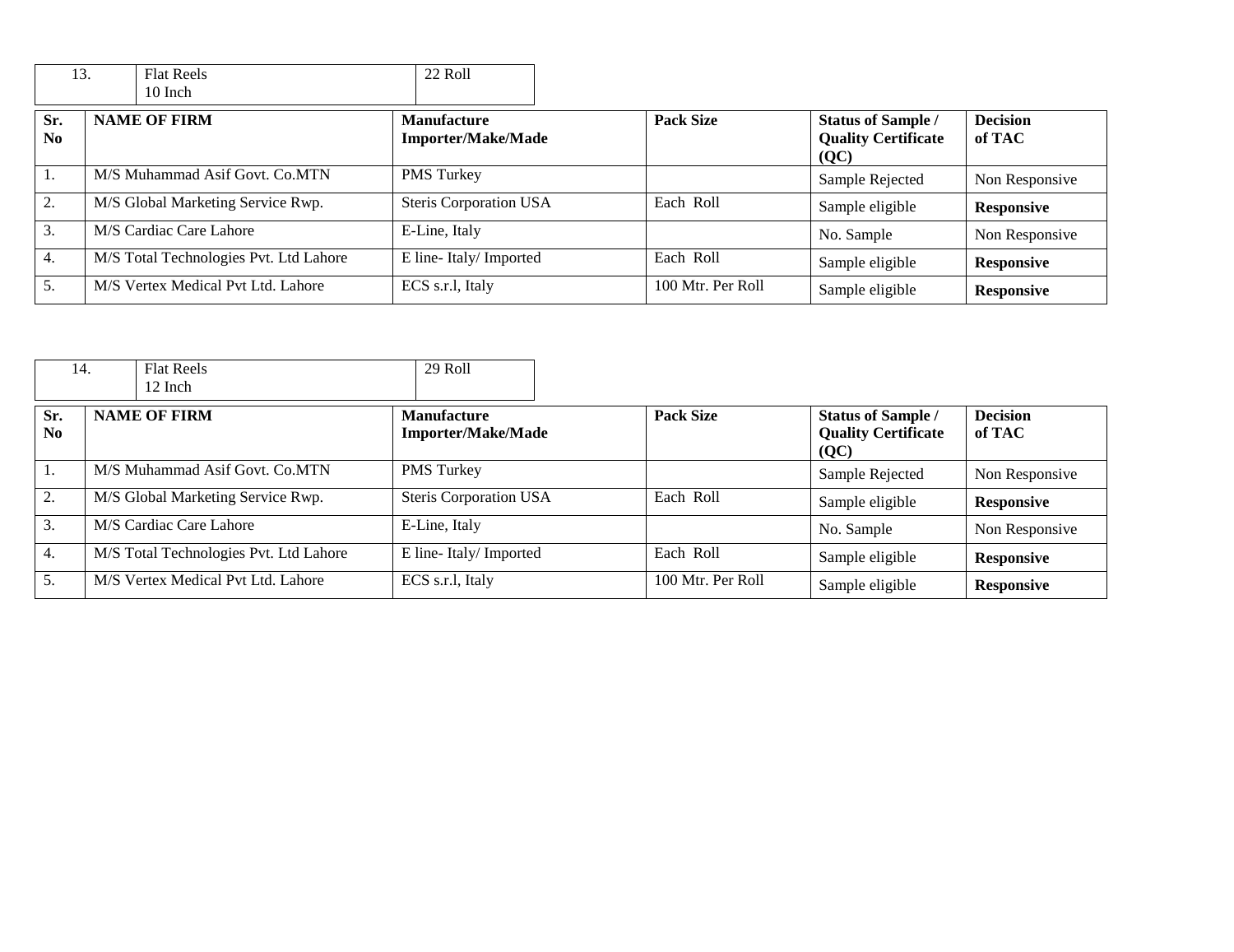| 13. | Flat Reels 10 Inch | 22 Roll |
|---|---|---|

| Sr. No | NAME OF FIRM | Manufacture Importer/Make/Made | Pack Size | Status of Sample / Quality Certificate (QC) | Decision of TAC |
|---|---|---|---|---|---|
| 1. | M/S Muhammad Asif Govt. Co.MTN | PMS Turkey | | Sample Rejected | Non Responsive |
| 2. | M/S Global Marketing Service Rwp. | Steris Corporation USA | Each Roll | Sample eligible | **Responsive** |
| 3. | M/S Cardiac Care Lahore | E-Line, Italy | | No. Sample | Non Responsive |
| 4. | M/S Total Technologies Pvt. Ltd Lahore | E line- Italy/ Imported | Each Roll | Sample eligible | **Responsive** |
| 5. | M/S Vertex Medical Pvt Ltd. Lahore | ECS s.r.l, Italy | 100 Mtr. Per Roll | Sample eligible | **Responsive** |

| 14. | Flat Reels 12 Inch | 29 Roll |
|---|---|---|

| Sr. No | NAME OF FIRM | Manufacture Importer/Make/Made | Pack Size | Status of Sample / Quality Certificate (QC) | Decision of TAC |
|---|---|---|---|---|---|
| 1. | M/S Muhammad Asif Govt. Co.MTN | PMS Turkey | | Sample Rejected | Non Responsive |
| 2. | M/S Global Marketing Service Rwp. | Steris Corporation USA | Each Roll | Sample eligible | **Responsive** |
| 3. | M/S Cardiac Care Lahore | E-Line, Italy | | No. Sample | Non Responsive |
| 4. | M/S Total Technologies Pvt. Ltd Lahore | E line- Italy/ Imported | Each Roll | Sample eligible | **Responsive** |
| 5. | M/S Vertex Medical Pvt Ltd. Lahore | ECS s.r.l, Italy | 100 Mtr. Per Roll | Sample eligible | **Responsive** |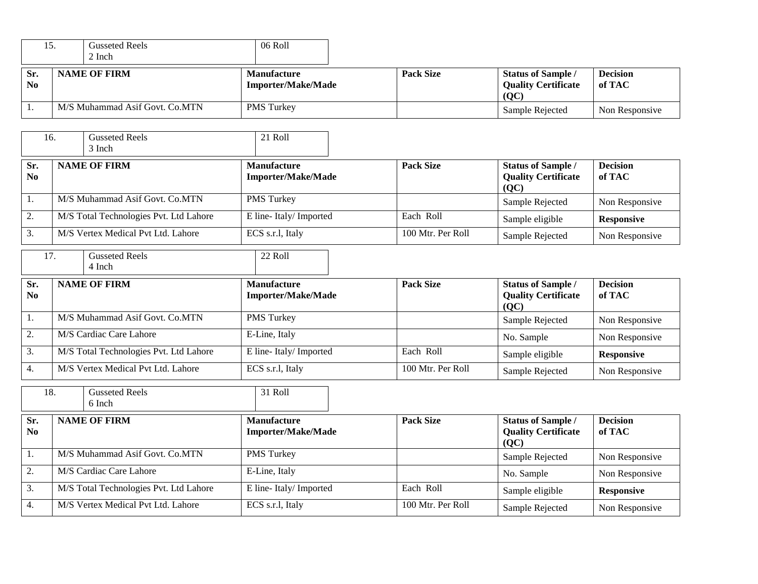| 15. | Gusseted Reels 2 Inch | 06 Roll |
|---|---|---|

| Sr. No | NAME OF FIRM | Manufacture Importer/Make/Made | Pack Size | Status of Sample / Quality Certificate (QC) | Decision of TAC |
|---|---|---|---|---|---|
| 1. | M/S Muhammad Asif Govt. Co.MTN | PMS Turkey | | Sample Rejected | Non Responsive |

| 16. | Gusseted Reels 3 Inch | 21 Roll |
|---|---|---|

| Sr. No | NAME OF FIRM | Manufacture Importer/Make/Made | Pack Size | Status of Sample / Quality Certificate (QC) | Decision of TAC |
|---|---|---|---|---|---|
| 1. | M/S Muhammad Asif Govt. Co.MTN | PMS Turkey | | Sample Rejected | Non Responsive |
| 2. | M/S Total Technologies Pvt. Ltd Lahore | E line- Italy/ Imported | Each Roll | Sample eligible | **Responsive** |
| 3. | M/S Vertex Medical Pvt Ltd. Lahore | ECS s.r.l, Italy | 100 Mtr. Per Roll | Sample Rejected | Non Responsive |

| 17. | Gusseted Reels 4 Inch | 22 Roll |
|---|---|---|

| Sr. No | NAME OF FIRM | Manufacture Importer/Make/Made | Pack Size | Status of Sample / Quality Certificate (QC) | Decision of TAC |
|---|---|---|---|---|---|
| 1. | M/S Muhammad Asif Govt. Co.MTN | PMS Turkey | | Sample Rejected | Non Responsive |
| 2. | M/S Cardiac Care Lahore | E-Line, Italy | | No. Sample | Non Responsive |
| 3. | M/S Total Technologies Pvt. Ltd Lahore | E line- Italy/ Imported | Each Roll | Sample eligible | **Responsive** |
| 4. | M/S Vertex Medical Pvt Ltd. Lahore | ECS s.r.l, Italy | 100 Mtr. Per Roll | Sample Rejected | Non Responsive |

| 18. | Gusseted Reels 6 Inch | 31 Roll |
|---|---|---|

| Sr. No | NAME OF FIRM | Manufacture Importer/Make/Made | Pack Size | Status of Sample / Quality Certificate (QC) | Decision of TAC |
|---|---|---|---|---|---|
| 1. | M/S Muhammad Asif Govt. Co.MTN | PMS Turkey | | Sample Rejected | Non Responsive |
| 2. | M/S Cardiac Care Lahore | E-Line, Italy | | No. Sample | Non Responsive |
| 3. | M/S Total Technologies Pvt. Ltd Lahore | E line- Italy/ Imported | Each Roll | Sample eligible | **Responsive** |
| 4. | M/S Vertex Medical Pvt Ltd. Lahore | ECS s.r.l, Italy | 100 Mtr. Per Roll | Sample Rejected | Non Responsive |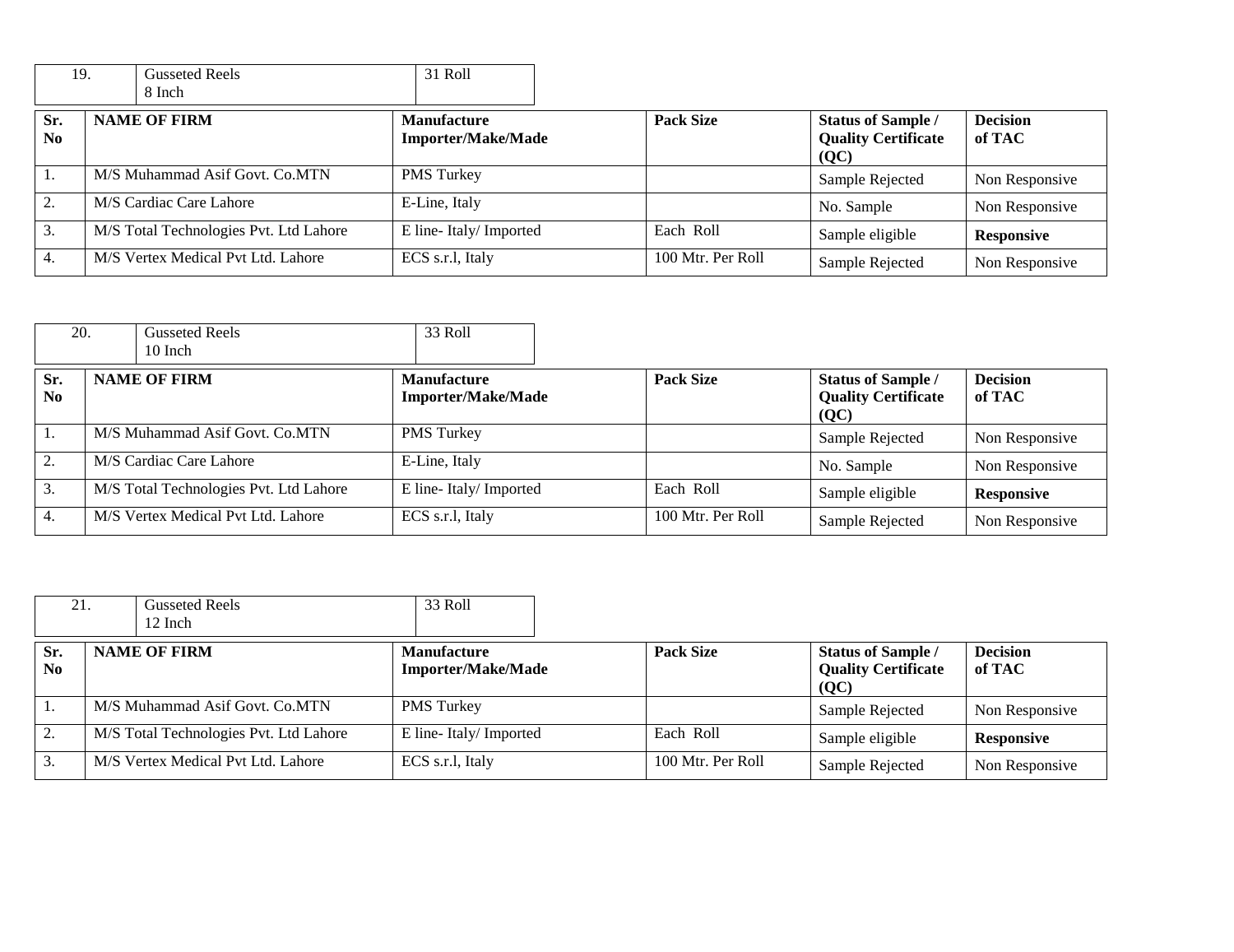| 19. | Gusseted Reels 8 Inch | 31 Roll |
|---|---|---|

| Sr. No | NAME OF FIRM | Manufacture Importer/Make/Made | Pack Size | Status of Sample / Quality Certificate (QC) | Decision of TAC |
|---|---|---|---|---|---|
| 1. | M/S Muhammad Asif Govt. Co.MTN | PMS Turkey | | Sample Rejected | Non Responsive |
| 2. | M/S Cardiac Care Lahore | E-Line, Italy | | No. Sample | Non Responsive |
| 3. | M/S Total Technologies Pvt. Ltd Lahore | E line- Italy/ Imported | Each Roll | Sample eligible | **Responsive** |
| 4. | M/S Vertex Medical Pvt Ltd. Lahore | ECS s.r.l, Italy | 100 Mtr. Per Roll | Sample Rejected | Non Responsive |

| 20. | Gusseted Reels 10 Inch | 33 Roll |
|---|---|---|

| Sr. No | NAME OF FIRM | Manufacture Importer/Make/Made | Pack Size | Status of Sample / Quality Certificate (QC) | Decision of TAC |
|---|---|---|---|---|---|
| 1. | M/S Muhammad Asif Govt. Co.MTN | PMS Turkey | | Sample Rejected | Non Responsive |
| 2. | M/S Cardiac Care Lahore | E-Line, Italy | | No. Sample | Non Responsive |
| 3. | M/S Total Technologies Pvt. Ltd Lahore | E line- Italy/ Imported | Each Roll | Sample eligible | **Responsive** |
| 4. | M/S Vertex Medical Pvt Ltd. Lahore | ECS s.r.l, Italy | 100 Mtr. Per Roll | Sample Rejected | Non Responsive |

| 21. | Gusseted Reels 12 Inch | 33 Roll |
|---|---|---|

| Sr. No | NAME OF FIRM | Manufacture Importer/Make/Made | Pack Size | Status of Sample / Quality Certificate (QC) | Decision of TAC |
|---|---|---|---|---|---|
| 1. | M/S Muhammad Asif Govt. Co.MTN | PMS Turkey | | Sample Rejected | Non Responsive |
| 2. | M/S Total Technologies Pvt. Ltd Lahore | E line- Italy/ Imported | Each Roll | Sample eligible | **Responsive** |
| 3. | M/S Vertex Medical Pvt Ltd. Lahore | ECS s.r.l, Italy | 100 Mtr. Per Roll | Sample Rejected | Non Responsive |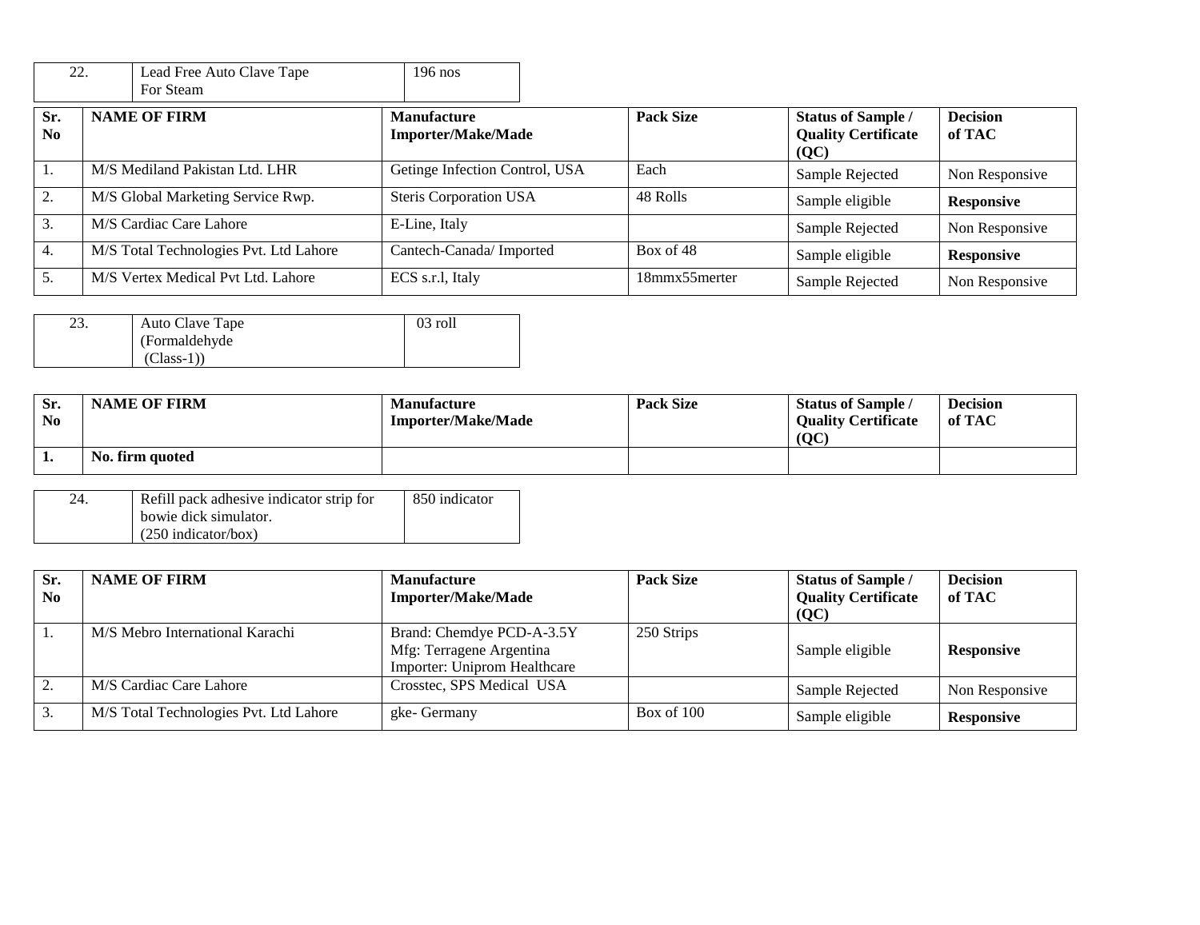| 22. | Lead Free Auto Clave Tape For Steam | 196 nos |
|---|---|---|

| Sr. No | NAME OF FIRM | Manufacture Importer/Make/Made | Pack Size | Status of Sample / Quality Certificate (QC) | Decision of TAC |
|---|---|---|---|---|---|
| 1. | M/S Mediland Pakistan Ltd. LHR | Getinge Infection Control, USA | Each | Sample Rejected | Non Responsive |
| 2. | M/S Global Marketing Service Rwp. | Steris Corporation USA | 48 Rolls | Sample eligible | **Responsive** |
| 3. | M/S Cardiac Care Lahore | E-Line, Italy | | Sample Rejected | Non Responsive |
| 4. | M/S Total Technologies Pvt. Ltd Lahore | Cantech-Canada/ Imported | Box of 48 | Sample eligible | **Responsive** |
| 5. | M/S Vertex Medical Pvt Ltd. Lahore | ECS s.r.l, Italy | 18mmx55merter | Sample Rejected | Non Responsive |

| 23. | Auto Clave Tape (Formaldehyde (Class-1)) | 03 roll |
|---|---|---|

| Sr. No | NAME OF FIRM | Manufacture Importer/Make/Made | Pack Size | Status of Sample / Quality Certificate (QC) | Decision of TAC |
|---|---|---|---|---|---|
| **1.** | **No. firm quoted** | | | | |

| 24. | Refill pack adhesive indicator strip for bowie dick simulator. (250 indicator/box) | 850 indicator |
|---|---|---|

| Sr. No | NAME OF FIRM | Manufacture Importer/Make/Made | Pack Size | Status of Sample / Quality Certificate (QC) | Decision of TAC |
|---|---|---|---|---|---|
| 1. | M/S Mebro International Karachi | Brand: Chemdye PCD-A-3.5Y Mfg: Terragene Argentina Importer: Uniprom Healthcare | 250 Strips | Sample eligible | **Responsive** |
| 2. | M/S Cardiac Care Lahore | Crosstec, SPS Medical USA | | Sample Rejected | Non Responsive |
| 3. | M/S Total Technologies Pvt. Ltd Lahore | gke- Germany | Box of 100 | Sample eligible | **Responsive** |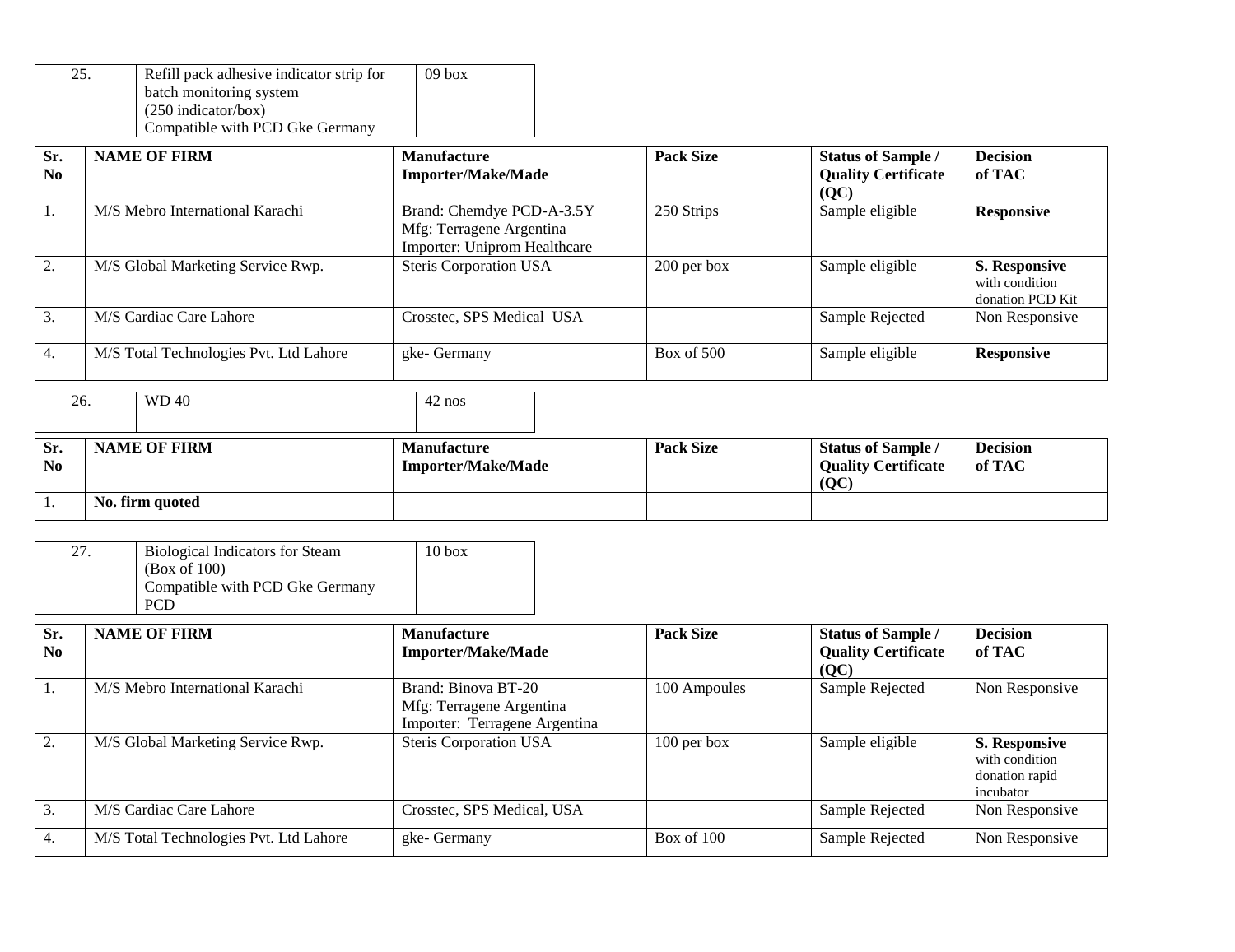| 25. | Refill pack adhesive indicator strip for batch monitoring system (250 indicator/box) Compatible with PCD Gke Germany | 09 box |
|---|---|---|

| Sr. No | NAME OF FIRM | Manufacture Importer/Make/Made | Pack Size | Status of Sample / Quality Certificate (QC) | Decision of TAC |
|---|---|---|---|---|---|
| 1. | M/S Mebro International Karachi | Brand: Chemdye PCD-A-3.5Y Mfg: Terragene Argentina Importer: Uniprom Healthcare | 250 Strips | Sample eligible | **Responsive** |
| 2. | M/S Global Marketing Service Rwp. | Steris Corporation USA | 200 per box | Sample eligible | **S. Responsive** with condition donation PCD Kit |
| 3. | M/S Cardiac Care Lahore | Crosstec, SPS Medical USA | | Sample Rejected | Non Responsive |
| 4. | M/S Total Technologies Pvt. Ltd Lahore | gke- Germany | Box of 500 | Sample eligible | **Responsive** |

| 26. | WD 40 | 42 nos |
|---|---|---|

| Sr. No | NAME OF FIRM | Manufacture Importer/Make/Made | Pack Size | Status of Sample / Quality Certificate (QC) | Decision of TAC |
|---|---|---|---|---|---|
| 1. | **No. firm quoted** | | | | |

| 27. | Biological Indicators for Steam (Box of 100) Compatible with PCD Gke Germany PCD | 10 box |
|---|---|---|

| Sr. No | NAME OF FIRM | Manufacture Importer/Make/Made | Pack Size | Status of Sample / Quality Certificate (QC) | Decision of TAC |
|---|---|---|---|---|---|
| 1. | M/S Mebro International Karachi | Brand: Binova BT-20 Mfg: Terragene Argentina Importer: Terragene Argentina | 100 Ampoules | Sample Rejected | Non Responsive |
| 2. | M/S Global Marketing Service Rwp. | Steris Corporation USA | 100 per box | Sample eligible | **S. Responsive** with condition donation rapid incubator |
| 3. | M/S Cardiac Care Lahore | Crosstec, SPS Medical, USA | | Sample Rejected | Non Responsive |
| 4. | M/S Total Technologies Pvt. Ltd Lahore | gke- Germany | Box of 100 | Sample Rejected | Non Responsive |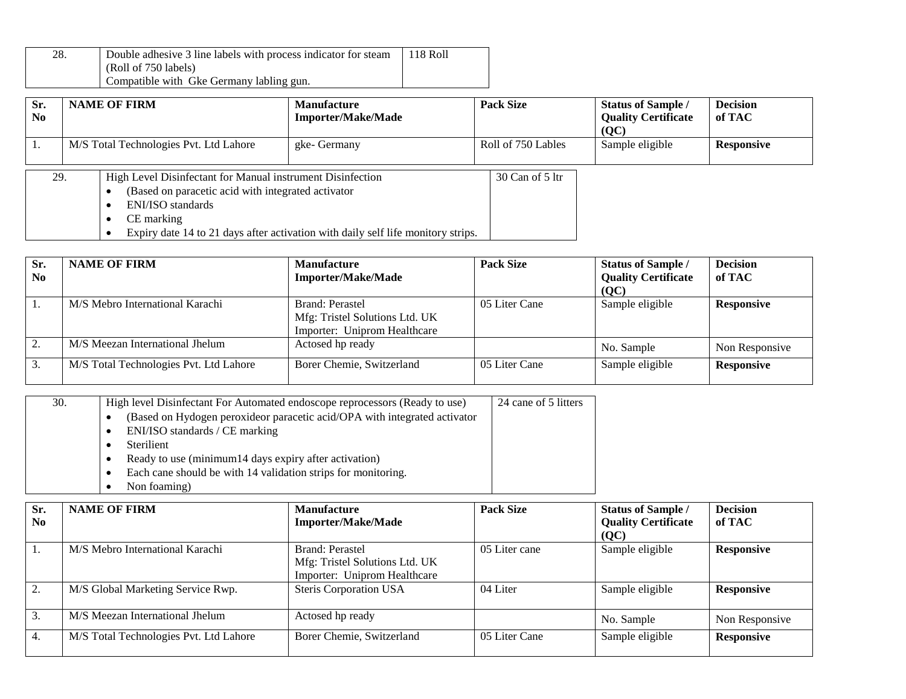| 28. | Double adhesive 3 line labels with process indicator for steam (Roll of 750 labels)<br>Compatible with Gke Germany labling gun. | 118 Roll |
|---|---|---|

| Sr. No | NAME OF FIRM | Manufacture Importer/Make/Made | Pack Size | Status of Sample / Quality Certificate (QC) | Decision of TAC |
|---|---|---|---|---|---|
| 1. | M/S Total Technologies Pvt. Ltd Lahore | gke- Germany | Roll of 750 Lables | Sample eligible | **Responsive** |

| 29. | High Level Disinfectant for Manual instrument Disinfection<br>• (Based on paracetic acid with integrated activator<br>• ENI/ISO standards<br>• CE marking<br>• Expiry date 14 to 21 days after activation with daily self life monitory strips. | 30 Can of 5 ltr |
|---|---|---|

| Sr. No | NAME OF FIRM | Manufacture Importer/Make/Made | Pack Size | Status of Sample / Quality Certificate (QC) | Decision of TAC |
|---|---|---|---|---|---|
| 1. | M/S Mebro International Karachi | Brand: Perastel<br>Mfg: Tristel Solutions Ltd. UK<br>Importer: Uniprom Healthcare | 05 Liter Cane | Sample eligible | **Responsive** |
| 2. | M/S Meezan International Jhelum | Actosed hp ready | | No. Sample | Non Responsive |
| 3. | M/S Total Technologies Pvt. Ltd Lahore | Borer Chemie, Switzerland | 05 Liter Cane | Sample eligible | **Responsive** |

| 30. | High level Disinfectant For Automated endoscope reprocessors (Ready to use)<br>• (Based on Hydogen peroxideor paracetic acid/OPA with integrated activator<br>• ENI/ISO standards / CE marking<br>• Sterilient<br>• Ready to use (minimum14 days expiry after activation)<br>• Each cane should be with 14 validation strips for monitoring.<br>• Non foaming) | 24 cane of 5 litters |
|---|---|---|

| Sr. No | NAME OF FIRM | Manufacture Importer/Make/Made | Pack Size | Status of Sample / Quality Certificate (QC) | Decision of TAC |
|---|---|---|---|---|---|
| 1. | M/S Mebro International Karachi | Brand: Perastel<br>Mfg: Tristel Solutions Ltd. UK<br>Importer: Uniprom Healthcare | 05 Liter cane | Sample eligible | **Responsive** |
| 2. | M/S Global Marketing Service Rwp. | Steris Corporation USA | 04 Liter | Sample eligible | **Responsive** |
| 3. | M/S Meezan International Jhelum | Actosed hp ready | | No. Sample | Non Responsive |
| 4. | M/S Total Technologies Pvt. Ltd Lahore | Borer Chemie, Switzerland | 05 Liter Cane | Sample eligible | **Responsive** |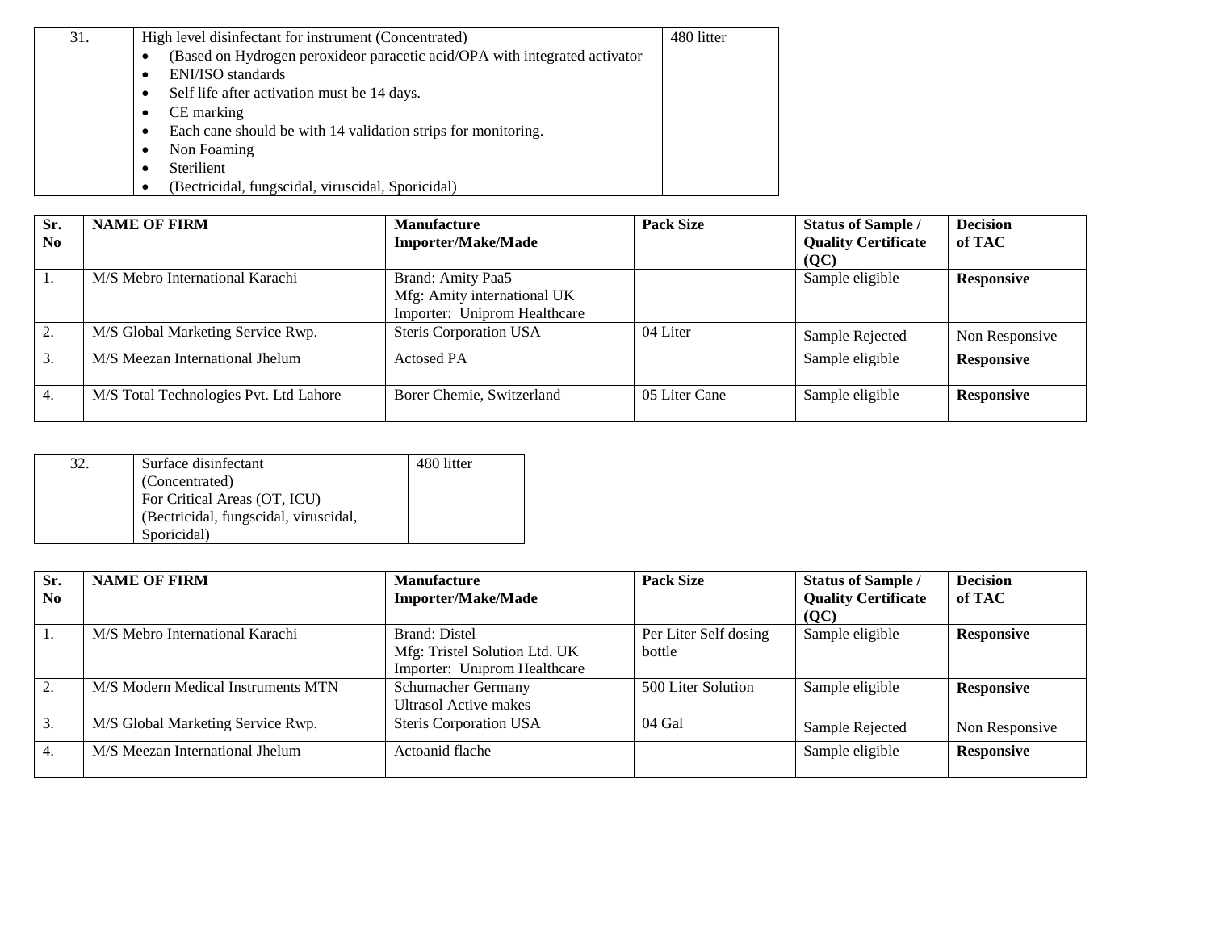| 31. | High level disinfectant for instrument (Concentrated)<br>• (Based on Hydrogen peroxideor paracetic acid/OPA with integrated activator<br>• ENI/ISO standards<br>• Self life after activation must be 14 days.<br>• CE marking<br>• Each cane should be with 14 validation strips for monitoring.<br>• Non Foaming<br>• Sterilient<br>• (Bectricidal, fungscidal, viruscidal, Sporicidal) | 480 litter |
|---|---|---|

| Sr. No | NAME OF FIRM | Manufacture Importer/Make/Made | Pack Size | Status of Sample / Quality Certificate (QC) | Decision of TAC |
|---|---|---|---|---|---|
| 1. | M/S Mebro International Karachi | Brand: Amity Paa5<br>Mfg: Amity international UK<br>Importer: Uniprom Healthcare | | Sample eligible | **Responsive** |
| 2. | M/S Global Marketing Service Rwp. | Steris Corporation USA | 04 Liter | Sample Rejected | Non Responsive |
| 3. | M/S Meezan International Jhelum | Actosed PA | | Sample eligible | **Responsive** |
| 4. | M/S Total Technologies Pvt. Ltd Lahore | Borer Chemie, Switzerland | 05 Liter Cane | Sample eligible | **Responsive** |

| 32. | Surface disinfectant<br>(Concentrated)<br>For Critical Areas (OT, ICU)<br>(Bectricidal, fungscidal, viruscidal, Sporicidal) | 480 litter |
|---|---|---|

| Sr. No | NAME OF FIRM | Manufacture Importer/Make/Made | Pack Size | Status of Sample / Quality Certificate (QC) | Decision of TAC |
|---|---|---|---|---|---|
| 1. | M/S Mebro International Karachi | Brand: Distel<br>Mfg: Tristel Solution Ltd. UK<br>Importer: Uniprom Healthcare | Per Liter Self dosing bottle | Sample eligible | **Responsive** |
| 2. | M/S Modern Medical Instruments MTN | Schumacher Germany<br>Ultrasol Active makes | 500 Liter Solution | Sample eligible | **Responsive** |
| 3. | M/S Global Marketing Service Rwp. | Steris Corporation USA | 04 Gal | Sample Rejected | Non Responsive |
| 4. | M/S Meezan International Jhelum | Actoanid flache | | Sample eligible | **Responsive** |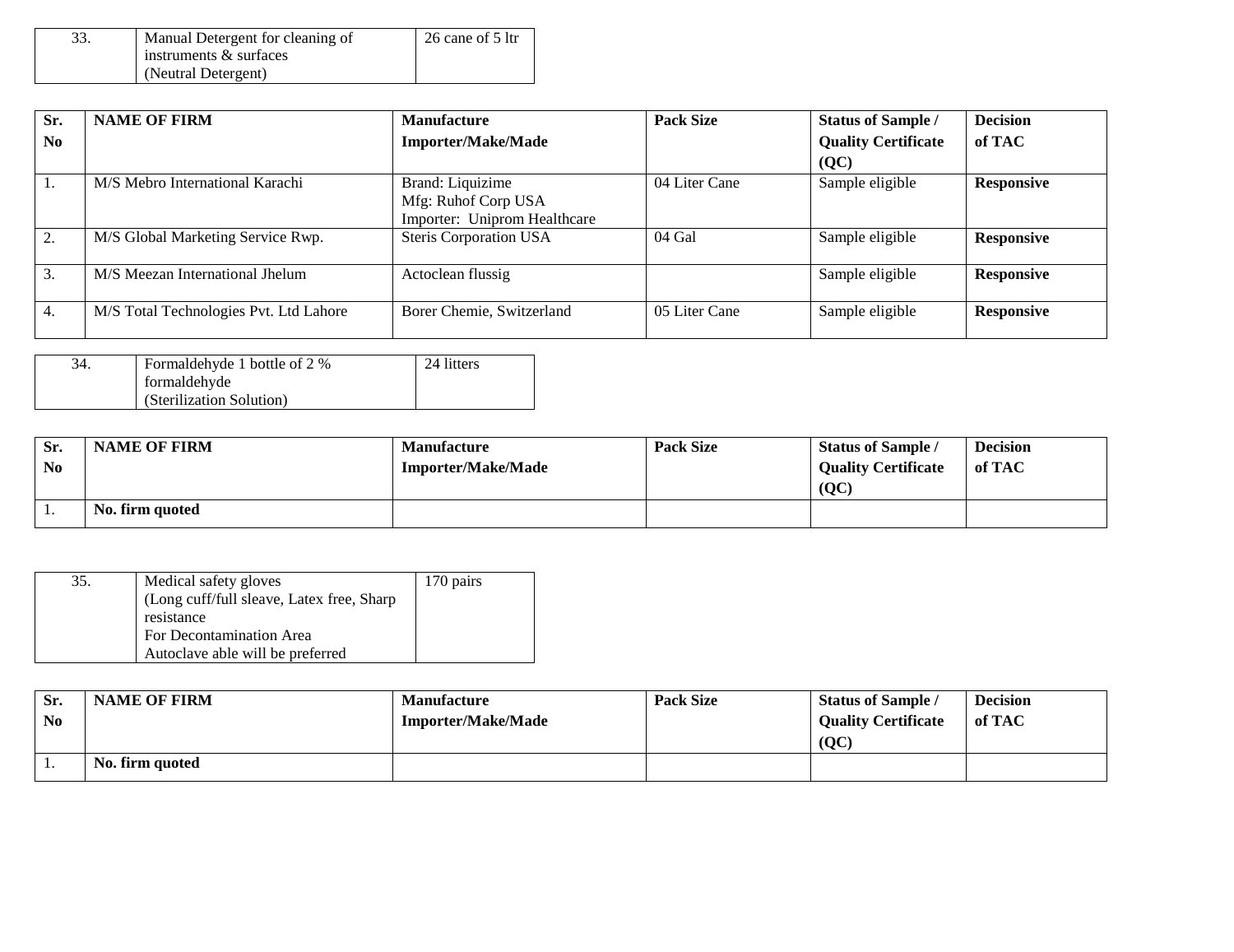| 33. | Manual Detergent for cleaning of instruments & surfaces (Neutral Detergent) | 26 cane of 5 ltr |
|---|---|---|

| Sr. No | NAME OF FIRM | Manufacture Importer/Make/Made | Pack Size | Status of Sample / Quality Certificate (QC) | Decision of TAC |
|---|---|---|---|---|---|
| 1. | M/S Mebro International Karachi | Brand: Liquizime<br>Mfg: Ruhof Corp USA<br>Importer: Uniprom Healthcare | 04 Liter Cane | Sample eligible | **Responsive** |
| 2. | M/S Global Marketing Service Rwp. | Steris Corporation USA | 04 Gal | Sample eligible | **Responsive** |
| 3. | M/S Meezan International Jhelum | Actoclean flussig | | Sample eligible | **Responsive** |
| 4. | M/S Total Technologies Pvt. Ltd Lahore | Borer Chemie, Switzerland | 05 Liter Cane | Sample eligible | **Responsive** |

| 34. | Formaldehyde 1 bottle of 2 % formaldehyde (Sterilization Solution) | 24 litters |
|---|---|---|

| Sr. No | NAME OF FIRM | Manufacture Importer/Make/Made | Pack Size | Status of Sample / Quality Certificate (QC) | Decision of TAC |
|---|---|---|---|---|---|
| 1. | **No. firm quoted** | | | | |

| 35. | Medical safety gloves (Long cuff/full sleave, Latex free, Sharp resistance For Decontamination Area Autoclave able will be preferred | 170 pairs |
|---|---|---|

| Sr. No | NAME OF FIRM | Manufacture Importer/Make/Made | Pack Size | Status of Sample / Quality Certificate (QC) | Decision of TAC |
|---|---|---|---|---|---|
| 1. | **No. firm quoted** | | | | |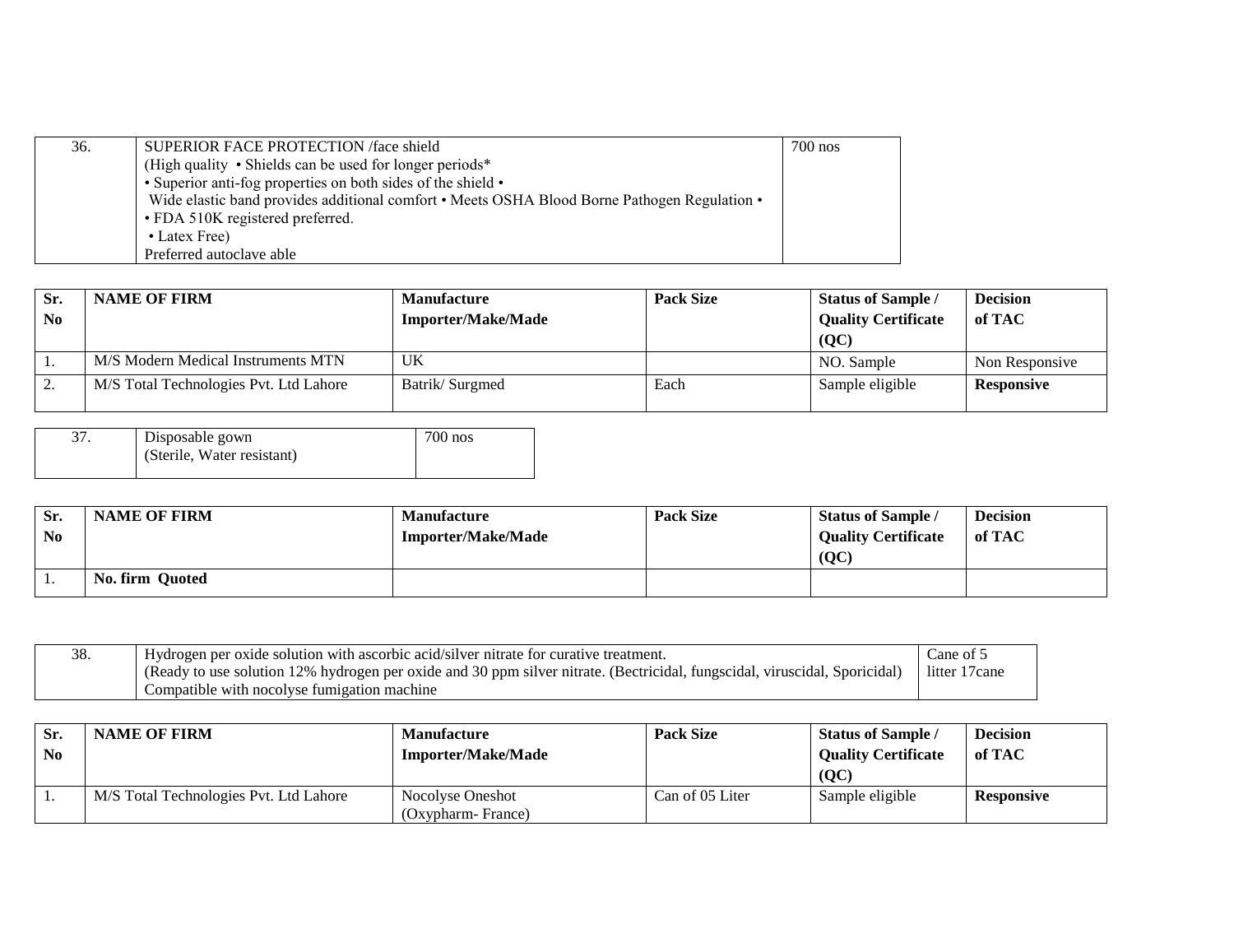| 36. | SUPERIOR FACE PROTECTION /face shield<br>(High quality • Shields can be used for longer periods*<br>• Superior anti-fog properties on both sides of the shield •<br>Wide elastic band provides additional comfort • Meets OSHA Blood Borne Pathogen Regulation •<br>• FDA 510K registered preferred.<br>• Latex Free)<br>Preferred autoclave able | 700 nos |
|---|---|---|

| Sr. No | NAME OF FIRM | Manufacture Importer/Make/Made | Pack Size | Status of Sample / Quality Certificate (QC) | Decision of TAC |
|---|---|---|---|---|---|
| 1. | M/S Modern Medical Instruments MTN | UK | | NO. Sample | Non Responsive |
| 2. | M/S Total Technologies Pvt. Ltd Lahore | Batrik/ Surgmed | Each | Sample eligible | **Responsive** |

| 37. | Disposable gown<br>(Sterile, Water resistant) | 700 nos |
|---|---|---|

| Sr. No | NAME OF FIRM | Manufacture Importer/Make/Made | Pack Size | Status of Sample / Quality Certificate (QC) | Decision of TAC |
|---|---|---|---|---|---|
| 1. | **No. firm Quoted** | | | | |

| 38. | Hydrogen per oxide solution with ascorbic acid/silver nitrate for curative treatment.<br>(Ready to use solution 12% hydrogen per oxide and 30 ppm silver nitrate. (Bectricidal, fungscidal, viruscidal, Sporicidal)<br>Compatible with nocolyse fumigation machine | Cane of 5 litter 17cane |
|---|---|---|

| Sr. No | NAME OF FIRM | Manufacture Importer/Make/Made | Pack Size | Status of Sample / Quality Certificate (QC) | Decision of TAC |
|---|---|---|---|---|---|
| 1. | M/S Total Technologies Pvt. Ltd Lahore | Nocolyse Oneshot (Oxypharm- France) | Can of 05 Liter | Sample eligible | **Responsive** |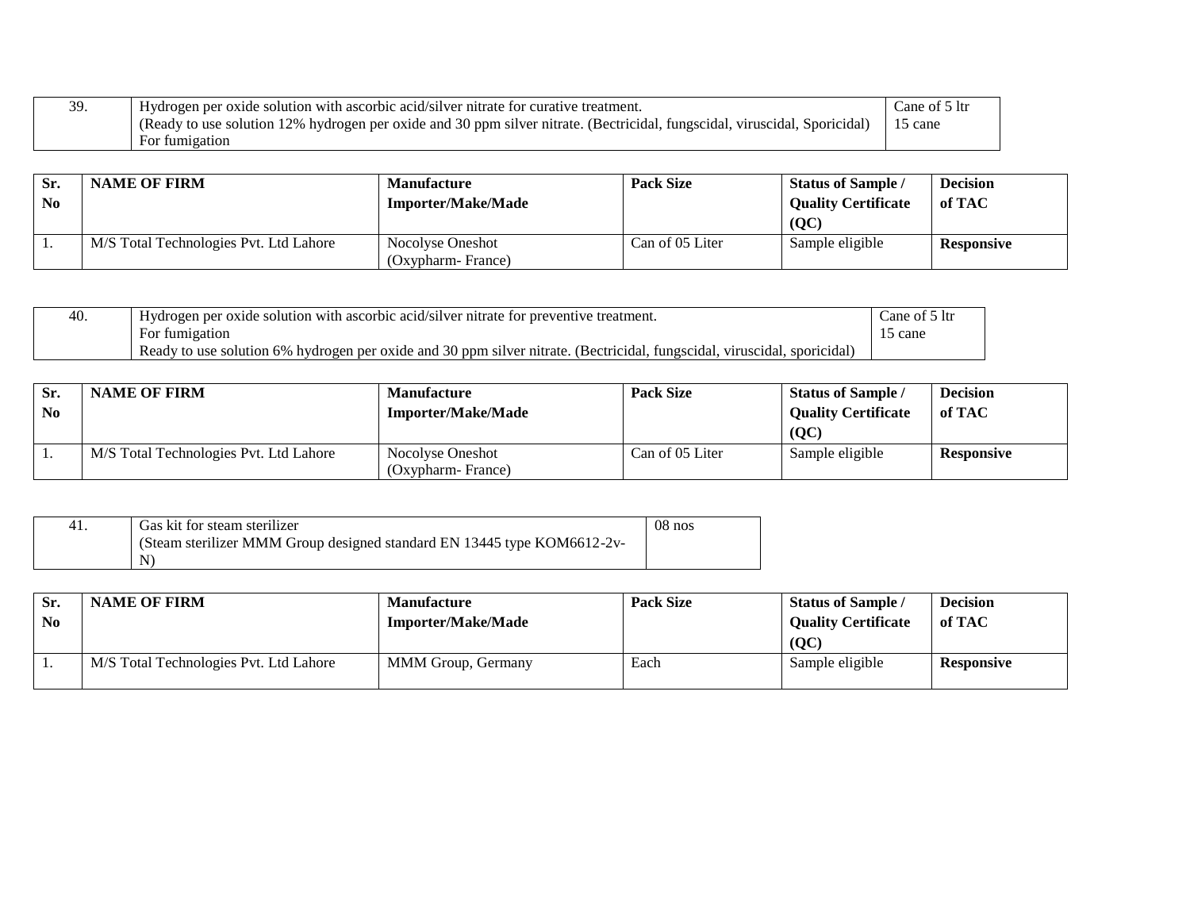| 39. | Hydrogen per oxide solution with ascorbic acid/silver nitrate for curative treatment.<br>(Ready to use solution 12% hydrogen per oxide and 30 ppm silver nitrate. (Bectricidal, fungscidal, viruscidal, Sporicidal)<br>For fumigation | Cane of 5 ltr<br>15 cane |
|---|---|---|

| Sr. No | NAME OF FIRM | Manufacture Importer/Make/Made | Pack Size | Status of Sample / Quality Certificate (QC) | Decision of TAC |
|---|---|---|---|---|---|
| 1. | M/S Total Technologies Pvt. Ltd Lahore | Nocolyse Oneshot (Oxypharm- France) | Can of 05 Liter | Sample eligible | **Responsive** |

| 40. | Hydrogen per oxide solution with ascorbic acid/silver nitrate for preventive treatment.<br>For fumigation<br>Ready to use solution 6% hydrogen per oxide and 30 ppm silver nitrate. (Bectricidal, fungscidal, viruscidal, sporicidal) | Cane of 5 ltr<br>15 cane |
|---|---|---|

| Sr. No | NAME OF FIRM | Manufacture Importer/Make/Made | Pack Size | Status of Sample / Quality Certificate (QC) | Decision of TAC |
|---|---|---|---|---|---|
| 1. | M/S Total Technologies Pvt. Ltd Lahore | Nocolyse Oneshot (Oxypharm- France) | Can of 05 Liter | Sample eligible | **Responsive** |

| 41. | Gas kit for steam sterilizer<br>(Steam sterilizer MMM Group designed standard EN 13445 type KOM6612-2v-N) | 08 nos |
|---|---|---|

| Sr. No | NAME OF FIRM | Manufacture Importer/Make/Made | Pack Size | Status of Sample / Quality Certificate (QC) | Decision of TAC |
|---|---|---|---|---|---|
| 1. | M/S Total Technologies Pvt. Ltd Lahore | MMM Group, Germany | Each | Sample eligible | **Responsive** |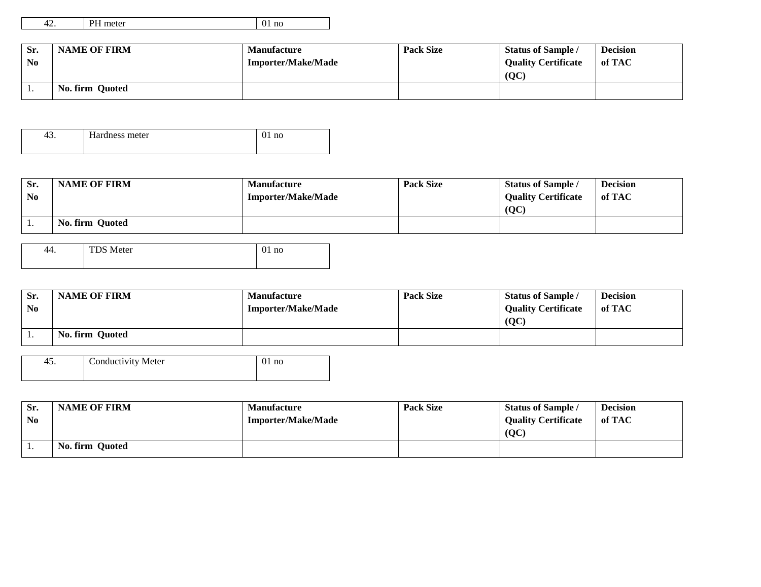| 42. | PH meter | 01 no |
|---|---|---|

| Sr. No | NAME OF FIRM | Manufacture Importer/Make/Made | Pack Size | Status of Sample / Quality Certificate (QC) | Decision of TAC |
|---|---|---|---|---|---|
| 1. | **No. firm Quoted** | | | | |

| 43. | Hardness meter | 01 no |
|---|---|---|

| Sr. No | NAME OF FIRM | Manufacture Importer/Make/Made | Pack Size | Status of Sample / Quality Certificate (QC) | Decision of TAC |
|---|---|---|---|---|---|
| 1. | **No. firm Quoted** | | | | |

| 44. | TDS Meter | 01 no |
|---|---|---|

| Sr. No | NAME OF FIRM | Manufacture Importer/Make/Made | Pack Size | Status of Sample / Quality Certificate (QC) | Decision of TAC |
|---|---|---|---|---|---|
| 1. | **No. firm Quoted** | | | | |

| 45. | Conductivity Meter | 01 no |
|---|---|---|

| Sr. No | NAME OF FIRM | Manufacture Importer/Make/Made | Pack Size | Status of Sample / Quality Certificate (QC) | Decision of TAC |
|---|---|---|---|---|---|
| 1. | **No. firm Quoted** | | | | |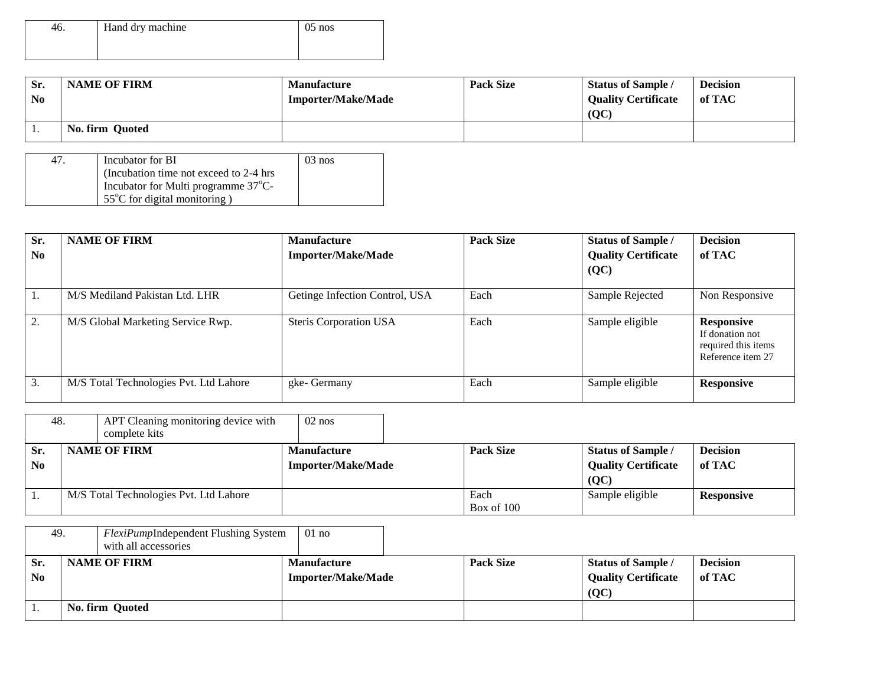| 46. | Hand dry machine | 05 nos |
|---|---|---|

| Sr. No | NAME OF FIRM | Manufacture Importer/Make/Made | Pack Size | Status of Sample / Quality Certificate (QC) | Decision of TAC |
|---|---|---|---|---|---|
| 1. | **No. firm Quoted** | | | | |

| 47. | Incubator for BI (Incubation time not exceed to 2-4 hrs Incubator for Multi programme $37^oC$-$55^oC$ for digital monitoring ) | 03 nos |
|---|---|---|

| Sr. No | NAME OF FIRM | Manufacture Importer/Make/Made | Pack Size | Status of Sample / Quality Certificate (QC) | Decision of TAC |
|---|---|---|---|---|---|
| 1. | M/S Mediland Pakistan Ltd. LHR | Getinge Infection Control, USA | Each | Sample Rejected | Non Responsive |
| 2. | M/S Global Marketing Service Rwp. | Steris Corporation USA | Each | Sample eligible | **Responsive** If donation not required this items Reference item 27 |
| 3. | M/S Total Technologies Pvt. Ltd Lahore | gke- Germany | Each | Sample eligible | **Responsive** |

| 48. | APT Cleaning monitoring device with complete kits | 02 nos |
|---|---|---|

| Sr. No | NAME OF FIRM | Manufacture Importer/Make/Made | Pack Size | Status of Sample / Quality Certificate (QC) | Decision of TAC |
|---|---|---|---|---|---|
| 1. | M/S Total Technologies Pvt. Ltd Lahore | | Each Box of 100 | Sample eligible | **Responsive** |

| 49. | *FlexiPump*Independent Flushing System with all accessories | 01 no |
|---|---|---|

| Sr. No | NAME OF FIRM | Manufacture Importer/Make/Made | Pack Size | Status of Sample / Quality Certificate (QC) | Decision of TAC |
|---|---|---|---|---|---|
| 1. | **No. firm Quoted** | | | | |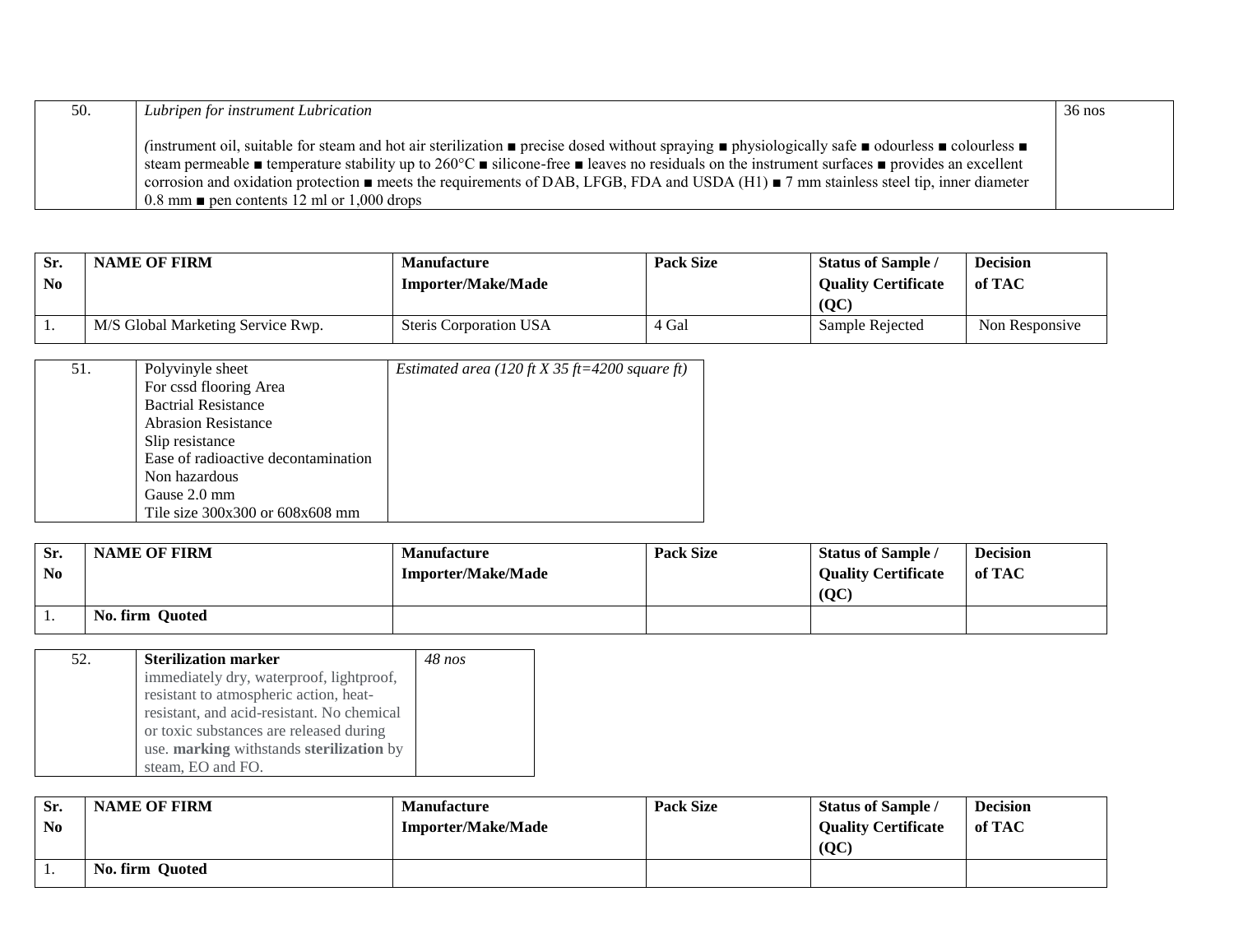| 50. | *Lubripen for instrument Lubrication*<br><br>*(*instrument oil, suitable for steam and hot air sterilization ■ precise dosed without spraying ■ physiologically safe ■ odourless ■ colourless ■ steam permeable ■ temperature stability up to 260°C ■ silicone-free ■ leaves no residuals on the instrument surfaces ■ provides an excellent corrosion and oxidation protection ■ meets the requirements of DAB, LFGB, FDA and USDA (H1) ■ 7 mm stainless steel tip, inner diameter 0.8 mm ■ pen contents 12 ml or 1,000 drops | 36 nos |
|---|---|---|

| Sr. No | NAME OF FIRM | Manufacture Importer/Make/Made | Pack Size | Status of Sample / Quality Certificate (QC) | Decision of TAC |
|---|---|---|---|---|---|
| 1. | M/S Global Marketing Service Rwp. | Steris Corporation USA | 4 Gal | Sample Rejected | Non Responsive |

| 51. | Polyvinyle sheet<br>For cssd flooring Area<br>Bactrial Resistance<br>Abrasion Resistance<br>Slip resistance<br>Ease of radioactive decontamination<br>Non hazardous<br>Gause 2.0 mm<br>Tile size 300x300 or 608x608 mm | *Estimated area (120 ft X 35 ft=4200 square ft)* |
|---|---|---|

| Sr. No | NAME OF FIRM | Manufacture Importer/Make/Made | Pack Size | Status of Sample / Quality Certificate (QC) | Decision of TAC |
|---|---|---|---|---|---|
| 1. | **No. firm Quoted** | | | | |

| 52. | **Sterilization marker**<br>immediately dry, waterproof, lightproof, resistant to atmospheric action, heat-resistant, and acid-resistant. No chemical or toxic substances are released during use. **marking** withstands **sterilization** by steam, EO and FO. | *48 nos* |
|---|---|---|

| Sr. No | NAME OF FIRM | Manufacture Importer/Make/Made | Pack Size | Status of Sample / Quality Certificate (QC) | Decision of TAC |
|---|---|---|---|---|---|
| 1. | **No. firm Quoted** | | | | |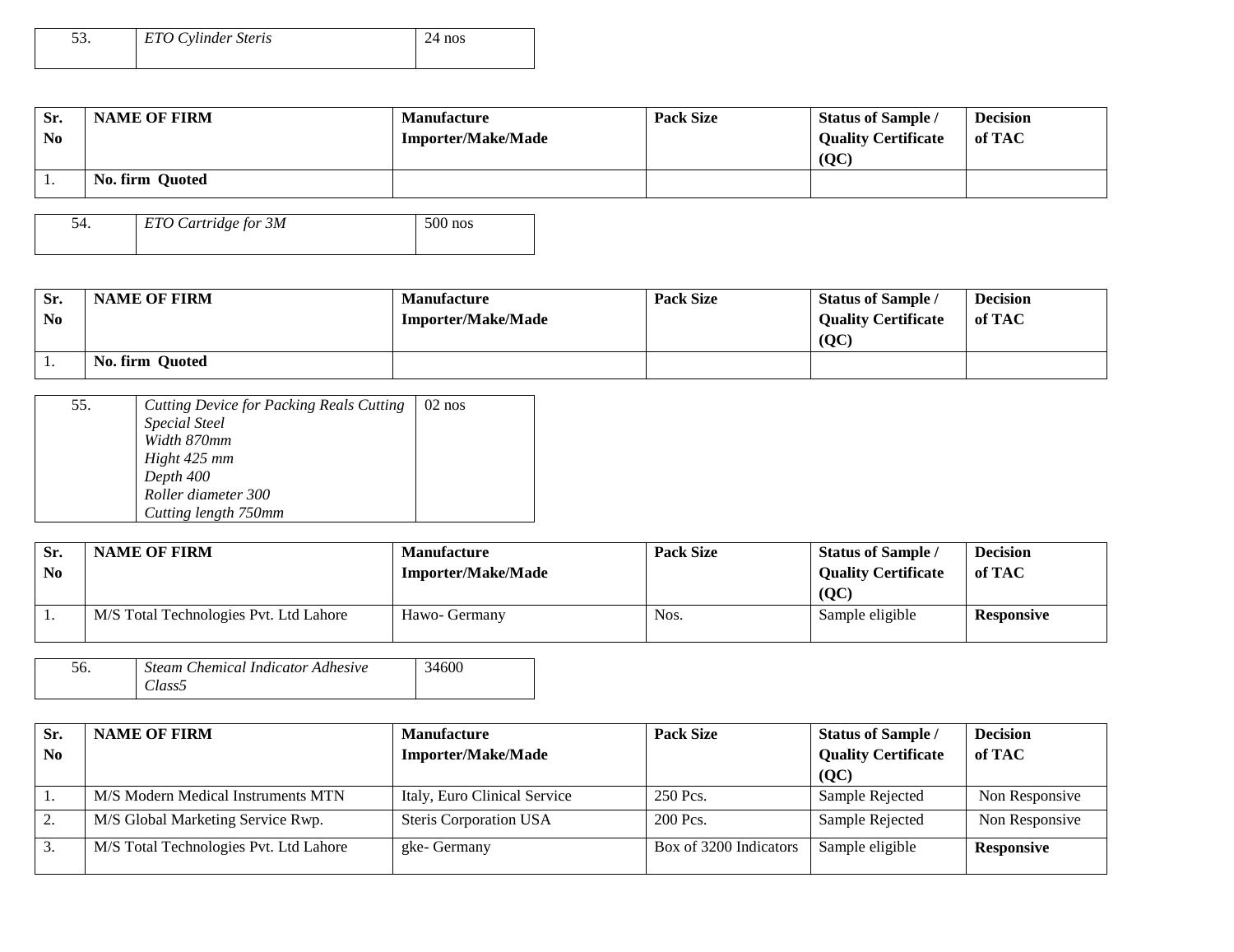| 53. | *ETO Cylinder Steris* | 24 nos |
|---|---|---|

| Sr. No | NAME OF FIRM | Manufacture Importer/Make/Made | Pack Size | Status of Sample / Quality Certificate (QC) | Decision of TAC |
|---|---|---|---|---|---|
| 1. | **No. firm Quoted** | | | | |

| 54. | *ETO Cartridge for 3M* | 500 nos |
|---|---|---|

| Sr. No | NAME OF FIRM | Manufacture Importer/Make/Made | Pack Size | Status of Sample / Quality Certificate (QC) | Decision of TAC |
|---|---|---|---|---|---|
| 1. | **No. firm Quoted** | | | | |

| 55. | *Cutting Device for Packing Reals Cutting Special Steel Width 870mm Hight 425 mm Depth 400 Roller diameter 300 Cutting length 750mm* | 02 nos |
|---|---|---|

| Sr. No | NAME OF FIRM | Manufacture Importer/Make/Made | Pack Size | Status of Sample / Quality Certificate (QC) | Decision of TAC |
|---|---|---|---|---|---|
| 1. | M/S Total Technologies Pvt. Ltd Lahore | Hawo- Germany | Nos. | Sample eligible | **Responsive** |

| 56. | *Steam Chemical Indicator Adhesive Class5* | 34600 |
|---|---|---|

| Sr. No | NAME OF FIRM | Manufacture Importer/Make/Made | Pack Size | Status of Sample / Quality Certificate (QC) | Decision of TAC |
|---|---|---|---|---|---|
| 1. | M/S Modern Medical Instruments MTN | Italy, Euro Clinical Service | 250 Pcs. | Sample Rejected | Non Responsive |
| 2. | M/S Global Marketing Service Rwp. | Steris Corporation USA | 200 Pcs. | Sample Rejected | Non Responsive |
| 3. | M/S Total Technologies Pvt. Ltd Lahore | gke- Germany | Box of 3200 Indicators | Sample eligible | **Responsive** |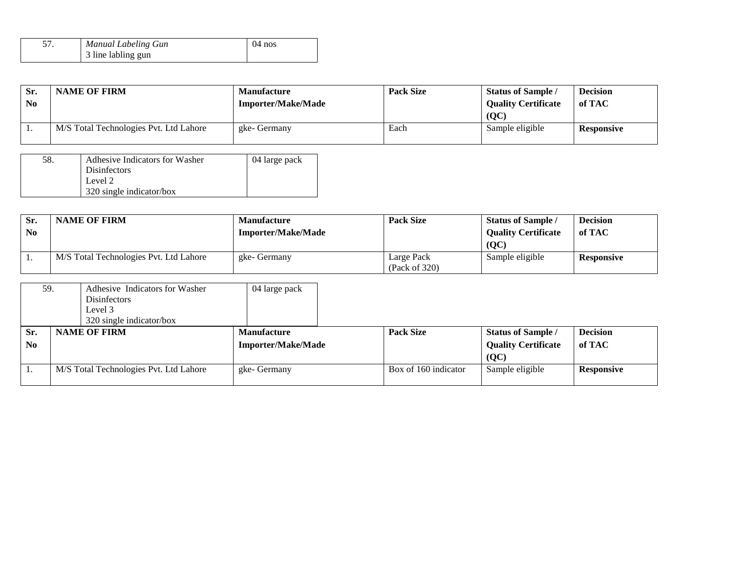| 57. | *Manual Labeling Gun*<br>3 line labling gun | 04 nos |
|---|---|---|

| Sr. No | NAME OF FIRM | Manufacture Importer/Make/Made | Pack Size | Status of Sample / Quality Certificate (QC) | Decision of TAC |
|---|---|---|---|---|---|
| 1. | M/S Total Technologies Pvt. Ltd Lahore | gke- Germany | Each | Sample eligible | **Responsive** |

| 58. | Adhesive Indicators for Washer Disinfectors<br>Level 2<br>320 single indicator/box | 04 large pack |
|---|---|---|

| Sr. No | NAME OF FIRM | Manufacture Importer/Make/Made | Pack Size | Status of Sample / Quality Certificate (QC) | Decision of TAC |
|---|---|---|---|---|---|
| 1. | M/S Total Technologies Pvt. Ltd Lahore | gke- Germany | Large Pack (Pack of 320) | Sample eligible | **Responsive** |

| 59. | Adhesive Indicators for Washer Disinfectors<br>Level 3<br>320 single indicator/box | 04 large pack |
|---|---|---|

| Sr. No | NAME OF FIRM | Manufacture Importer/Make/Made | Pack Size | Status of Sample / Quality Certificate (QC) | Decision of TAC |
|---|---|---|---|---|---|
| 1. | M/S Total Technologies Pvt. Ltd Lahore | gke- Germany | Box of 160 indicator | Sample eligible | **Responsive** |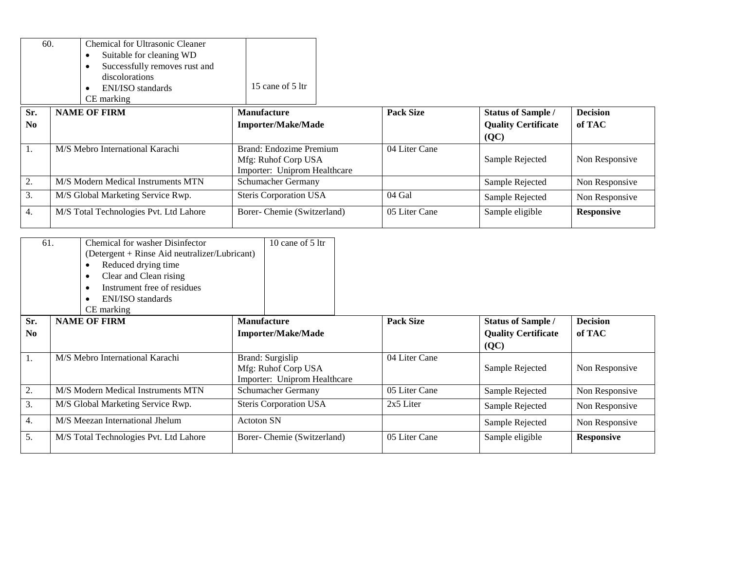| 60. | Chemical for Ultrasonic Cleaner<br>• Suitable for cleaning WD<br>• Successfully removes rust and discolorations<br>• ENI/ISO standards<br>CE marking | 15 cane of 5 ltr |
|---|---|---|

| Sr. No | NAME OF FIRM | Manufacture Importer/Make/Made | Pack Size | Status of Sample / Quality Certificate (QC) | Decision of TAC |
|---|---|---|---|---|---|
| 1. | M/S Mebro International Karachi | Brand: Endozime Premium<br>Mfg: Ruhof Corp USA<br>Importer: Uniprom Healthcare | 04 Liter Cane | Sample Rejected | Non Responsive |
| 2. | M/S Modern Medical Instruments MTN | Schumacher Germany | | Sample Rejected | Non Responsive |
| 3. | M/S Global Marketing Service Rwp. | Steris Corporation USA | 04 Gal | Sample Rejected | Non Responsive |
| 4. | M/S Total Technologies Pvt. Ltd Lahore | Borer- Chemie (Switzerland) | 05 Liter Cane | Sample eligible | **Responsive** |

| 61. | Chemical for washer Disinfector<br>(Detergent + Rinse Aid neutralizer/Lubricant)<br>• Reduced drying time<br>• Clear and Clean rising<br>• Instrument free of residues<br>• ENI/ISO standards<br>CE marking | 10 cane of 5 ltr |
|---|---|---|

| Sr. No | NAME OF FIRM | Manufacture Importer/Make/Made | Pack Size | Status of Sample / Quality Certificate (QC) | Decision of TAC |
|---|---|---|---|---|---|
| 1. | M/S Mebro International Karachi | Brand: Surgislip<br>Mfg: Ruhof Corp USA<br>Importer: Uniprom Healthcare | 04 Liter Cane | Sample Rejected | Non Responsive |
| 2. | M/S Modern Medical Instruments MTN | Schumacher Germany | 05 Liter Cane | Sample Rejected | Non Responsive |
| 3. | M/S Global Marketing Service Rwp. | Steris Corporation USA | 2x5 Liter | Sample Rejected | Non Responsive |
| 4. | M/S Meezan International Jhelum | Actoton SN | | Sample Rejected | Non Responsive |
| 5. | M/S Total Technologies Pvt. Ltd Lahore | Borer- Chemie (Switzerland) | 05 Liter Cane | Sample eligible | **Responsive** |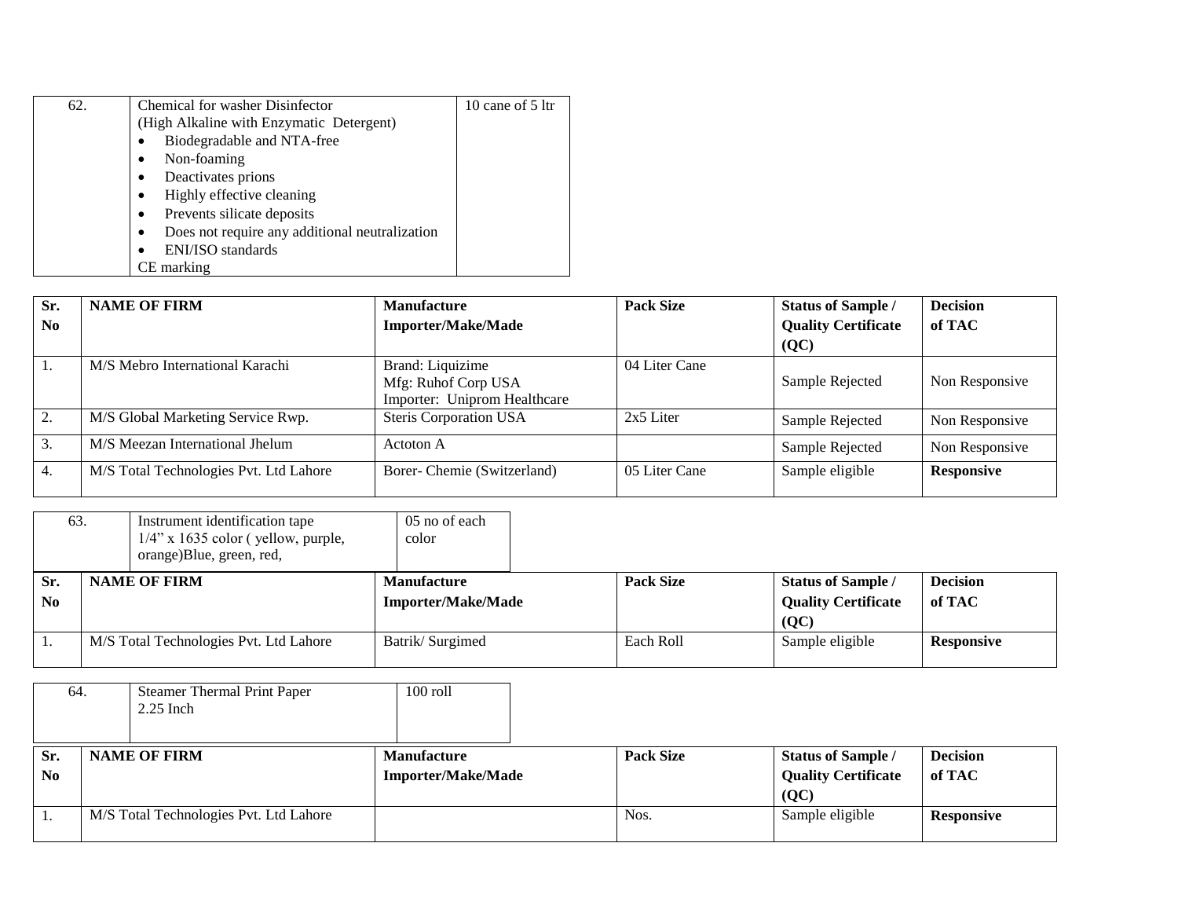| 62. | Chemical for washer Disinfector<br>(High Alkaline with Enzymatic Detergent)<br>• Biodegradable and NTA-free<br>• Non-foaming<br>• Deactivates prions<br>• Highly effective cleaning<br>• Prevents silicate deposits<br>• Does not require any additional neutralization<br>• ENI/ISO standards<br>CE marking | 10 cane of 5 ltr |
|---|---|---|

| Sr. No | NAME OF FIRM | Manufacture Importer/Make/Made | Pack Size | Status of Sample / Quality Certificate (QC) | Decision of TAC |
|---|---|---|---|---|---|
| 1. | M/S Mebro International Karachi | Brand: Liquizime<br>Mfg: Ruhof Corp USA<br>Importer: Uniprom Healthcare | 04 Liter Cane | Sample Rejected | Non Responsive |
| 2. | M/S Global Marketing Service Rwp. | Steris Corporation USA | 2x5 Liter | Sample Rejected | Non Responsive |
| 3. | M/S Meezan International Jhelum | Actoton A | | Sample Rejected | Non Responsive |
| 4. | M/S Total Technologies Pvt. Ltd Lahore | Borer- Chemie (Switzerland) | 05 Liter Cane | Sample eligible | **Responsive** |

| 63. | Instrument identification tape<br>1/4" x 1635 color ( yellow, purple, orange)Blue, green, red, | 05 no of each color |
|---|---|---|

| Sr. No | NAME OF FIRM | Manufacture Importer/Make/Made | Pack Size | Status of Sample / Quality Certificate (QC) | Decision of TAC |
|---|---|---|---|---|---|
| 1. | M/S Total Technologies Pvt. Ltd Lahore | Batrik/ Surgimed | Each Roll | Sample eligible | **Responsive** |

| 64. | Steamer Thermal Print Paper<br>2.25 Inch | 100 roll |
|---|---|---|

| Sr. No | NAME OF FIRM | Manufacture Importer/Make/Made | Pack Size | Status of Sample / Quality Certificate (QC) | Decision of TAC |
|---|---|---|---|---|---|
| 1. | M/S Total Technologies Pvt. Ltd Lahore | | Nos. | Sample eligible | **Responsive** |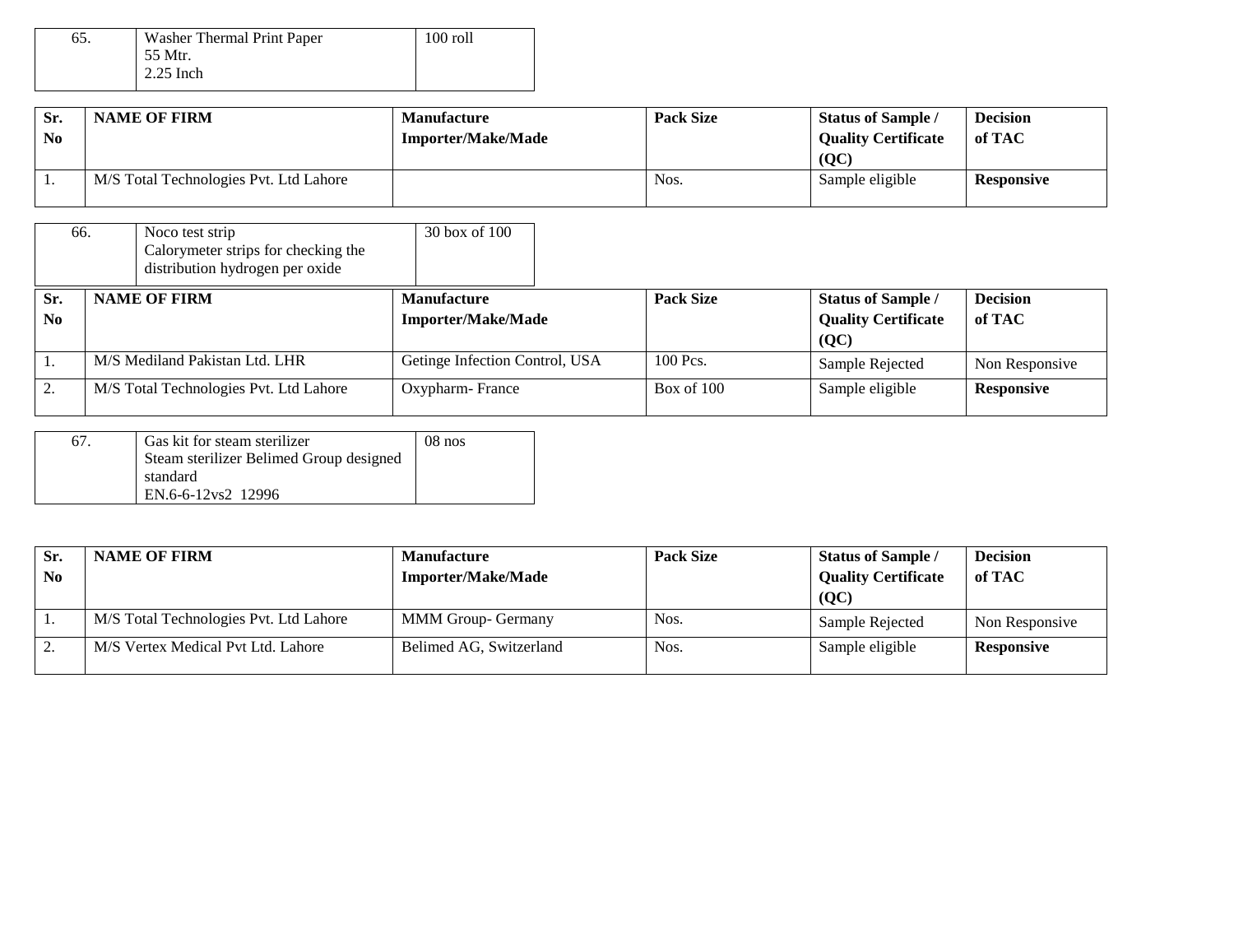| 65. | Washer Thermal Print Paper<br>55 Mtr.<br>2.25 Inch | 100 roll |
|---|---|---|

| Sr. No | NAME OF FIRM | Manufacture Importer/Make/Made | Pack Size | Status of Sample / Quality Certificate (QC) | Decision of TAC |
|---|---|---|---|---|---|
| 1. | M/S Total Technologies Pvt. Ltd Lahore | | Nos. | Sample eligible | **Responsive** |

| 66. | Noco test strip<br>Calorymeter strips for checking the distribution hydrogen per oxide | 30 box of 100 |
|---|---|---|

| Sr. No | NAME OF FIRM | Manufacture Importer/Make/Made | Pack Size | Status of Sample / Quality Certificate (QC) | Decision of TAC |
|---|---|---|---|---|---|
| 1. | M/S Mediland Pakistan Ltd. LHR | Getinge Infection Control, USA | 100 Pcs. | Sample Rejected | Non Responsive |
| 2. | M/S Total Technologies Pvt. Ltd Lahore | Oxypharm- France | Box of 100 | Sample eligible | **Responsive** |

| 67. | Gas kit for steam sterilizer<br>Steam sterilizer Belimed Group designed standard<br>EN.6-6-12vs2 12996 | 08 nos |
|---|---|---|

| Sr. No | NAME OF FIRM | Manufacture Importer/Make/Made | Pack Size | Status of Sample / Quality Certificate (QC) | Decision of TAC |
|---|---|---|---|---|---|
| 1. | M/S Total Technologies Pvt. Ltd Lahore | MMM Group- Germany | Nos. | Sample Rejected | Non Responsive |
| 2. | M/S Vertex Medical Pvt Ltd. Lahore | Belimed AG, Switzerland | Nos. | Sample eligible | **Responsive** |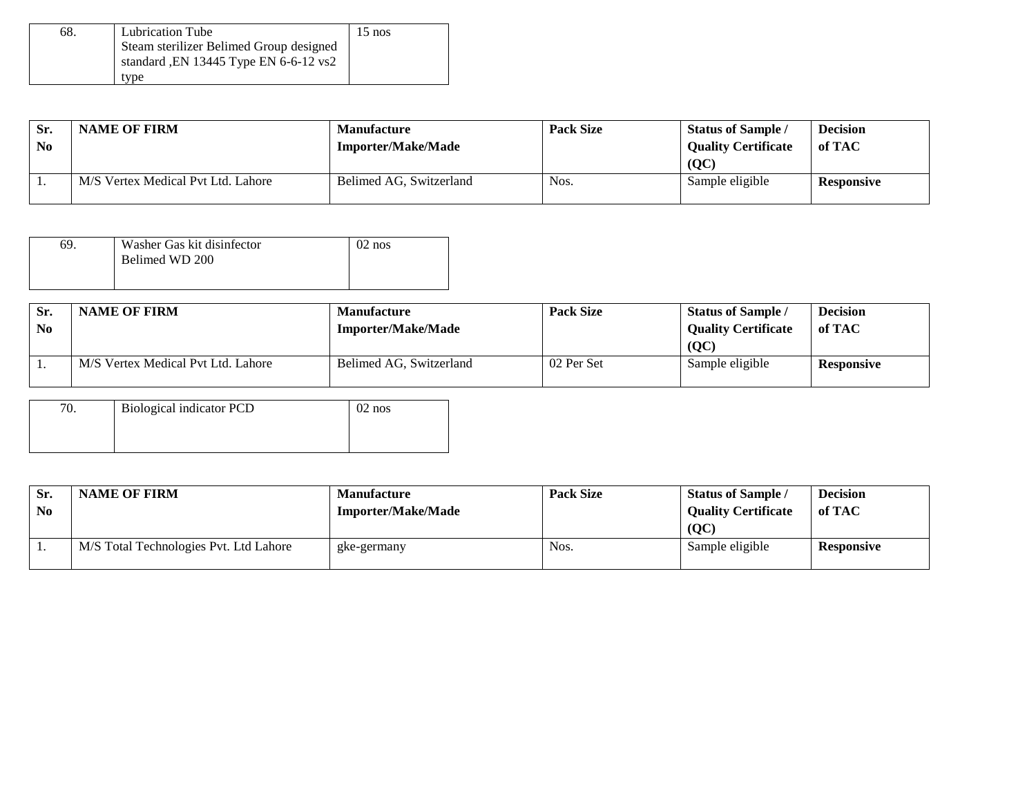| 68. | Lubrication Tube<br>Steam sterilizer Belimed Group designed standard ,EN 13445 Type EN 6-6-12 vs2 type | 15 nos |
|---|---|---|

| Sr. No | NAME OF FIRM | Manufacture Importer/Make/Made | Pack Size | Status of Sample / Quality Certificate (QC) | Decision of TAC |
|---|---|---|---|---|---|
| 1. | M/S Vertex Medical Pvt Ltd. Lahore | Belimed AG, Switzerland | Nos. | Sample eligible | **Responsive** |

| 69. | Washer Gas kit disinfector<br>Belimed WD 200 | 02 nos |
|---|---|---|

| Sr. No | NAME OF FIRM | Manufacture Importer/Make/Made | Pack Size | Status of Sample / Quality Certificate (QC) | Decision of TAC |
|---|---|---|---|---|---|
| 1. | M/S Vertex Medical Pvt Ltd. Lahore | Belimed AG, Switzerland | 02 Per Set | Sample eligible | **Responsive** |

| 70. | Biological indicator PCD | 02 nos |
|---|---|---|

| Sr. No | NAME OF FIRM | Manufacture Importer/Make/Made | Pack Size | Status of Sample / Quality Certificate (QC) | Decision of TAC |
|---|---|---|---|---|---|
| 1. | M/S Total Technologies Pvt. Ltd Lahore | gke-germany | Nos. | Sample eligible | **Responsive** |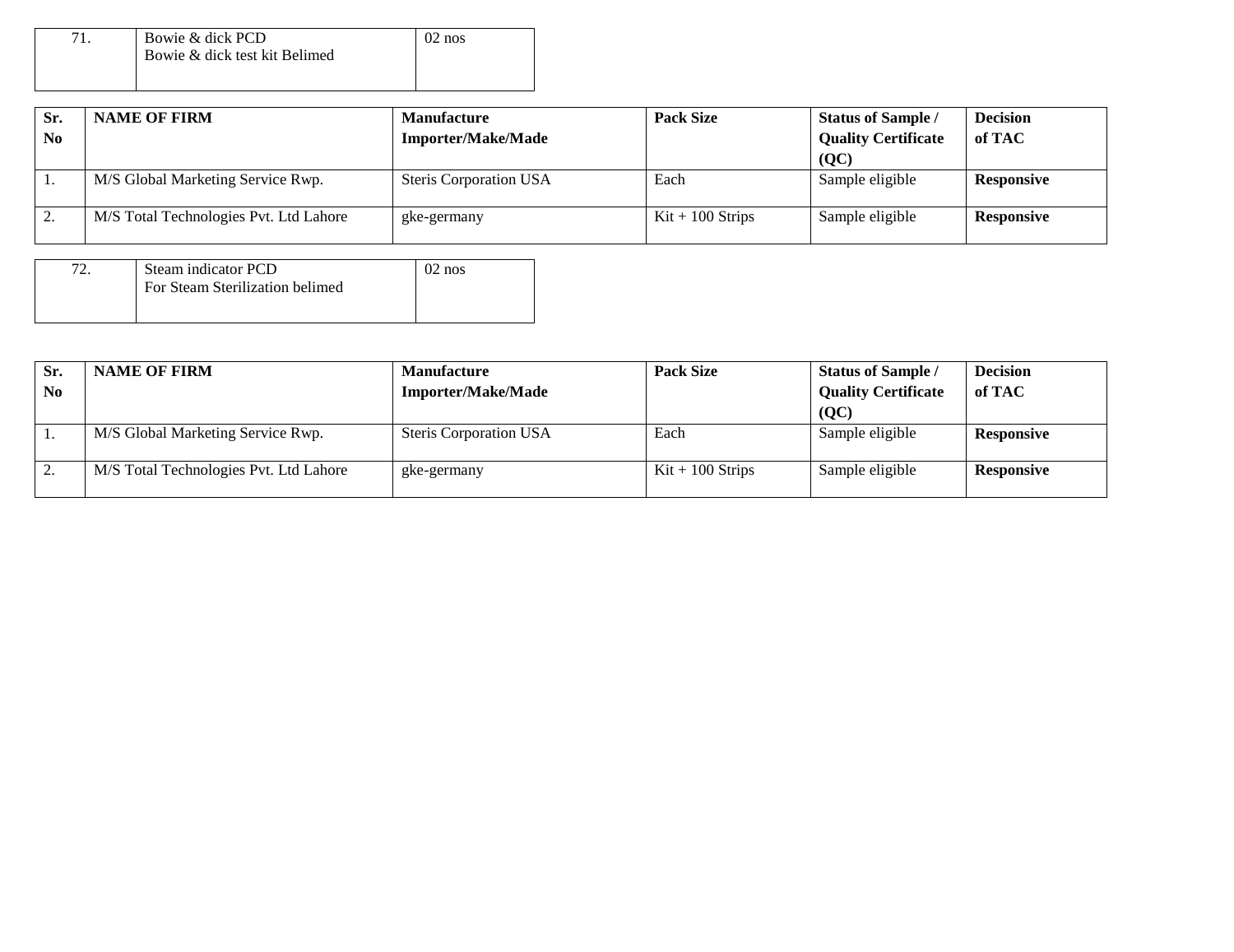| 71. | Bowie & dick PCD<br>Bowie & dick test kit Belimed | 02 nos |
|---|---|---|

| Sr. No | NAME OF FIRM | Manufacture Importer/Make/Made | Pack Size | Status of Sample / Quality Certificate (QC) | Decision of TAC |
|---|---|---|---|---|---|
| 1. | M/S Global Marketing Service Rwp. | Steris Corporation USA | Each | Sample eligible | **Responsive** |
| 2. | M/S Total Technologies Pvt. Ltd Lahore | gke-germany | Kit + 100 Strips | Sample eligible | **Responsive** |

| 72. | Steam indicator PCD<br>For Steam Sterilization belimed | 02 nos |
|---|---|---|

| Sr. No | NAME OF FIRM | Manufacture Importer/Make/Made | Pack Size | Status of Sample / Quality Certificate (QC) | Decision of TAC |
|---|---|---|---|---|---|
| 1. | M/S Global Marketing Service Rwp. | Steris Corporation USA | Each | Sample eligible | **Responsive** |
| 2. | M/S Total Technologies Pvt. Ltd Lahore | gke-germany | Kit + 100 Strips | Sample eligible | **Responsive** |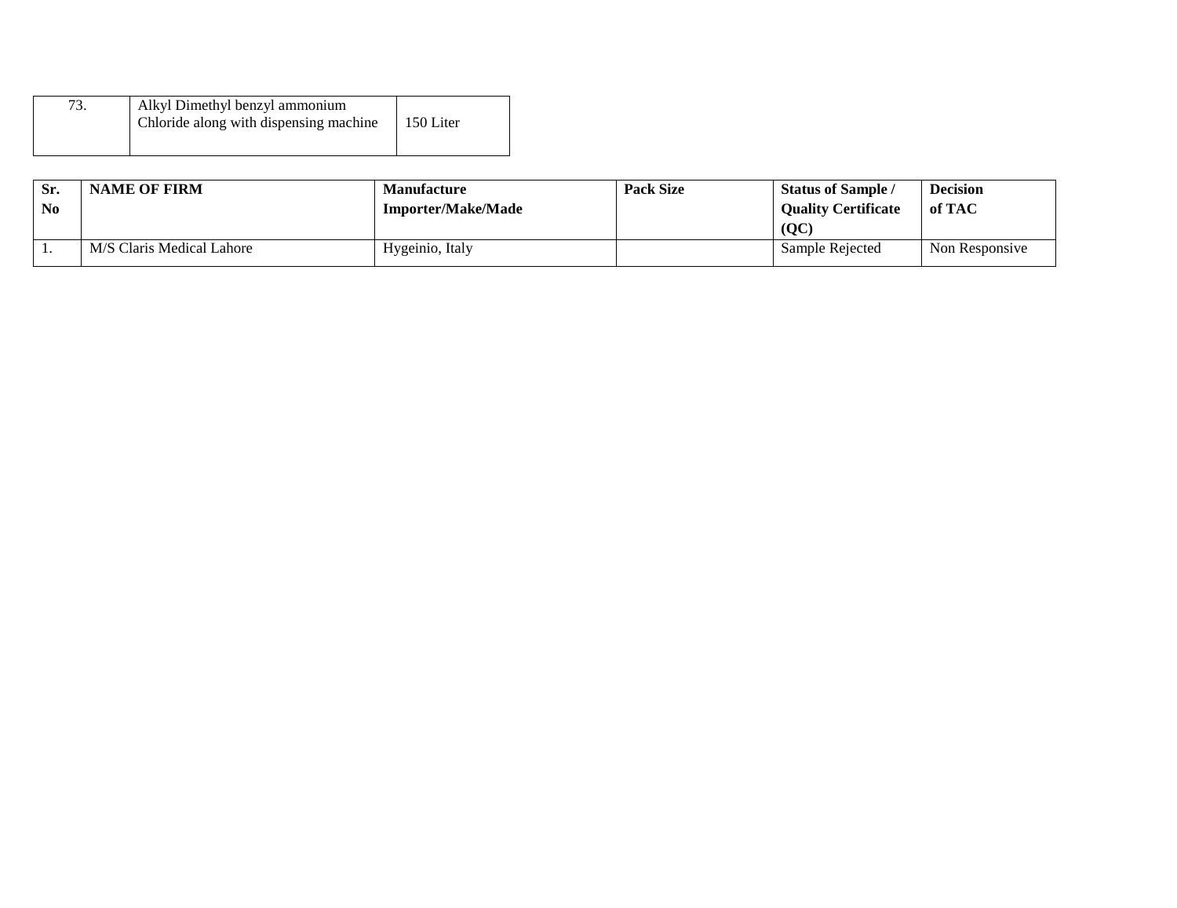| | | |
|---|---|---|
| 73. | Alkyl Dimethyl benzyl ammonium Chloride along with dispensing machine | 150 Liter |

| Sr. No | NAME OF FIRM | Manufacture Importer/Make/Made | Pack Size | Status of Sample / Quality Certificate (QC) | Decision of TAC |
|---|---|---|---|---|---|
| 1. | M/S Claris Medical Lahore | Hygeinio, Italy | | Sample Rejected | Non Responsive |